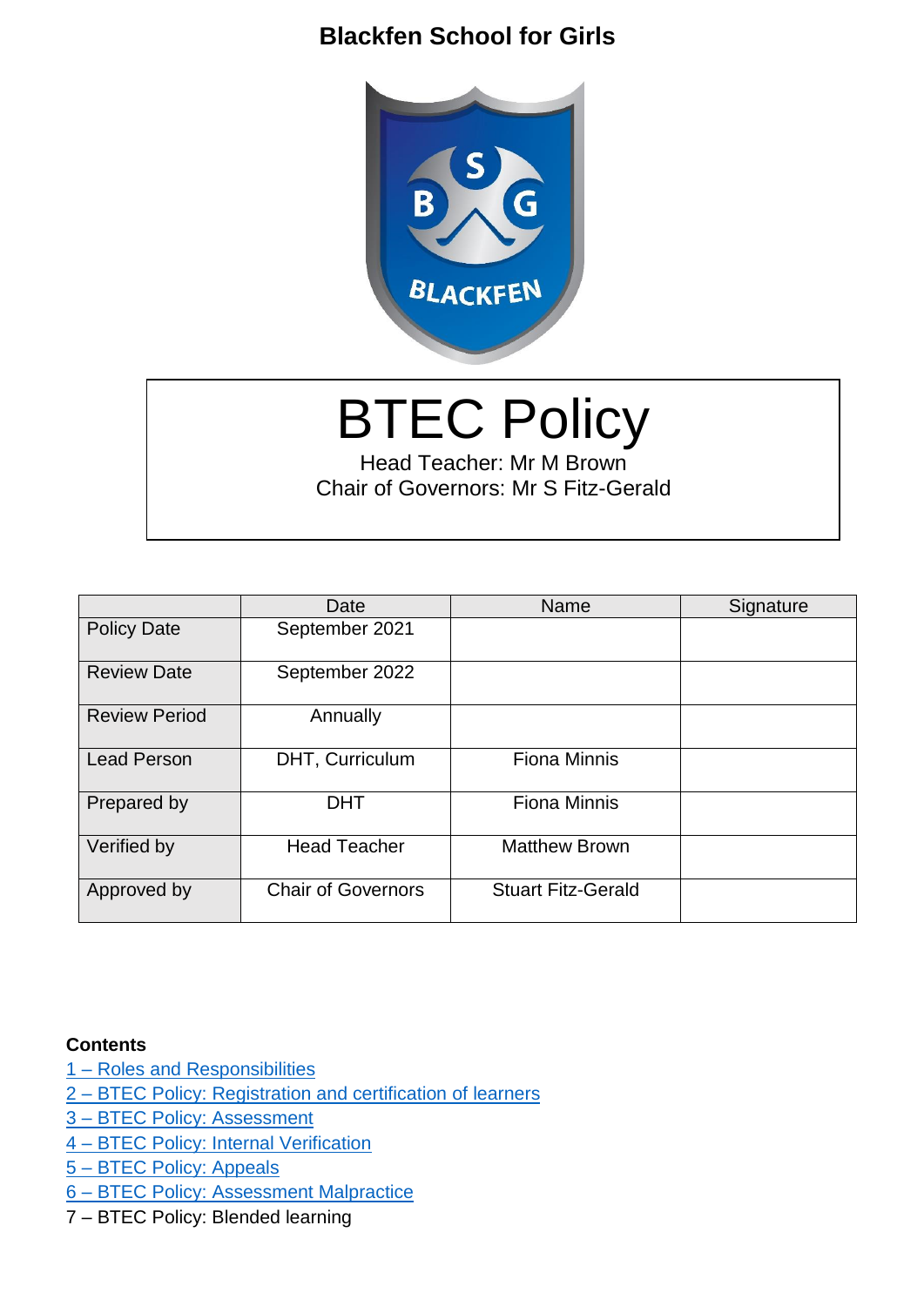# Blackfen School for Girls

# BTEC Policy

Head Teacher: Mr M Brown
Chair of Governors: Mr S Fitz-Gerald

| | Date | Name | Signature |
|---|---|---|---|
| Policy Date | September 2021 | | |
| Review Date | September 2022 | | |
| Review Period | Annually | | |
| Lead Person | DHT, Curriculum | Fiona Minnis | |
| Prepared by | DHT | Fiona Minnis | |
| Verified by | Head Teacher | Matthew Brown | |
| Approved by | Chair of Governors | Stuart Fitz-Gerald | |

**Contents**

1 – Roles and Responsibilities
2 – BTEC Policy: Registration and certification of learners
3 – BTEC Policy: Assessment
4 – BTEC Policy: Internal Verification
5 – BTEC Policy: Appeals
6 – BTEC Policy: Assessment Malpractice
7 – BTEC Policy: Blended learning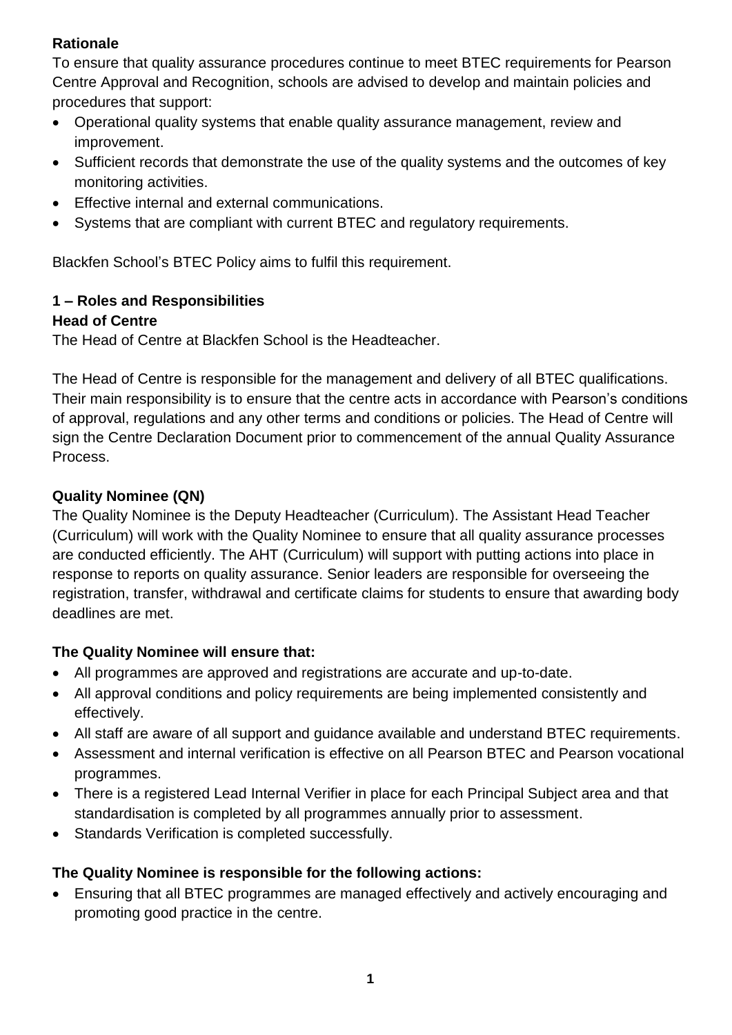**Rationale**

To ensure that quality assurance procedures continue to meet BTEC requirements for Pearson Centre Approval and Recognition, schools are advised to develop and maintain policies and procedures that support:

- Operational quality systems that enable quality assurance management, review and improvement.
- Sufficient records that demonstrate the use of the quality systems and the outcomes of key monitoring activities.
- Effective internal and external communications.
- Systems that are compliant with current BTEC and regulatory requirements.

Blackfen School's BTEC Policy aims to fulfil this requirement.

## 1 – Roles and Responsibilities

### Head of Centre

The Head of Centre at Blackfen School is the Headteacher.

The Head of Centre is responsible for the management and delivery of all BTEC qualifications. Their main responsibility is to ensure that the centre acts in accordance with Pearson's conditions of approval, regulations and any other terms and conditions or policies. The Head of Centre will sign the Centre Declaration Document prior to commencement of the annual Quality Assurance Process.

### Quality Nominee (QN)

The Quality Nominee is the Deputy Headteacher (Curriculum). The Assistant Head Teacher (Curriculum) will work with the Quality Nominee to ensure that all quality assurance processes are conducted efficiently. The AHT (Curriculum) will support with putting actions into place in response to reports on quality assurance. Senior leaders are responsible for overseeing the registration, transfer, withdrawal and certificate claims for students to ensure that awarding body deadlines are met.

**The Quality Nominee will ensure that:**

- All programmes are approved and registrations are accurate and up-to-date.
- All approval conditions and policy requirements are being implemented consistently and effectively.
- All staff are aware of all support and guidance available and understand BTEC requirements.
- Assessment and internal verification is effective on all Pearson BTEC and Pearson vocational programmes.
- There is a registered Lead Internal Verifier in place for each Principal Subject area and that standardisation is completed by all programmes annually prior to assessment.
- Standards Verification is completed successfully.

**The Quality Nominee is responsible for the following actions:**

- Ensuring that all BTEC programmes are managed effectively and actively encouraging and promoting good practice in the centre.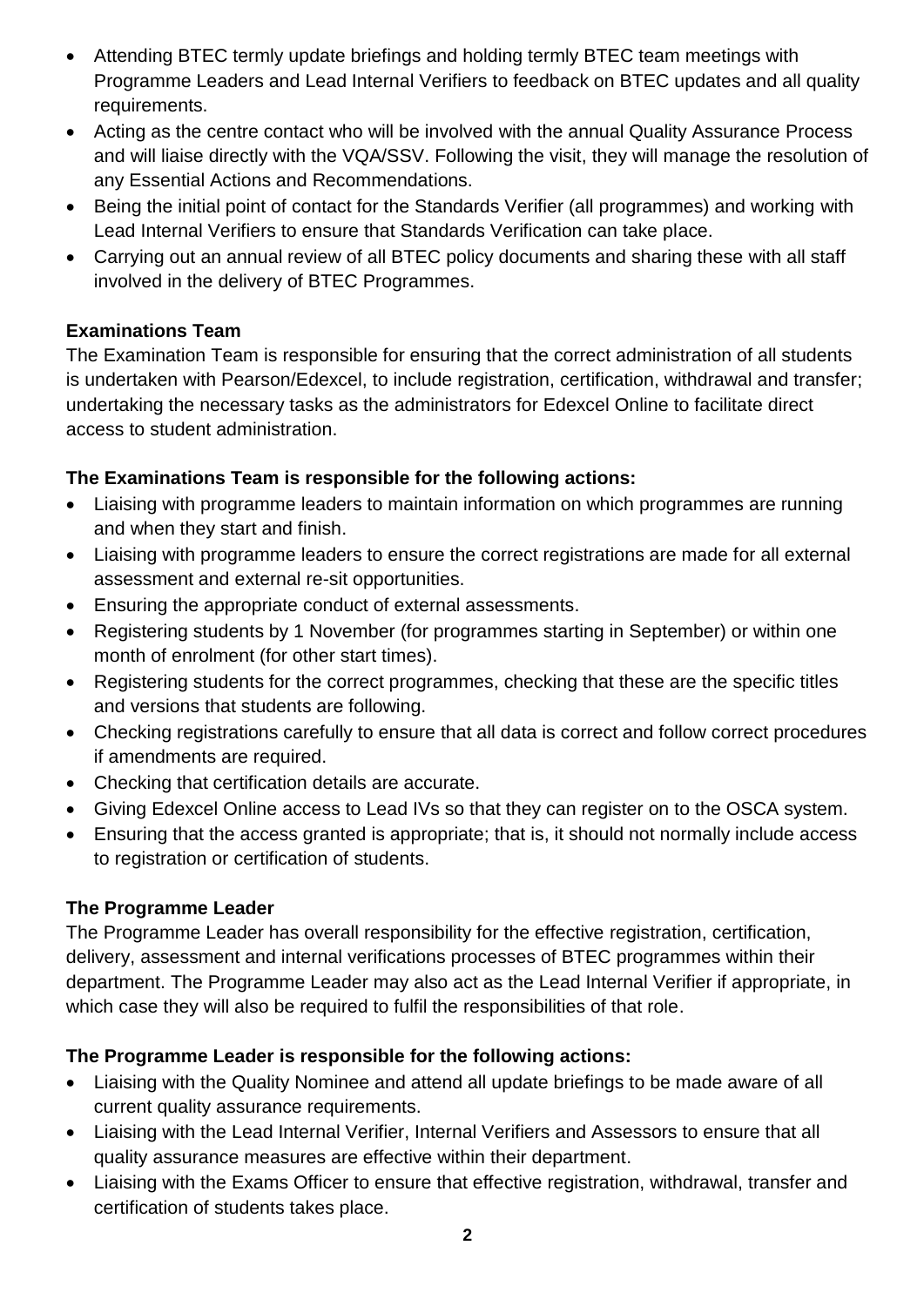- Attending BTEC termly update briefings and holding termly BTEC team meetings with Programme Leaders and Lead Internal Verifiers to feedback on BTEC updates and all quality requirements.
- Acting as the centre contact who will be involved with the annual Quality Assurance Process and will liaise directly with the VQA/SSV. Following the visit, they will manage the resolution of any Essential Actions and Recommendations.
- Being the initial point of contact for the Standards Verifier (all programmes) and working with Lead Internal Verifiers to ensure that Standards Verification can take place.
- Carrying out an annual review of all BTEC policy documents and sharing these with all staff involved in the delivery of BTEC Programmes.

**Examinations Team**

The Examination Team is responsible for ensuring that the correct administration of all students is undertaken with Pearson/Edexcel, to include registration, certification, withdrawal and transfer; undertaking the necessary tasks as the administrators for Edexcel Online to facilitate direct access to student administration.

**The Examinations Team is responsible for the following actions:**

- Liaising with programme leaders to maintain information on which programmes are running and when they start and finish.
- Liaising with programme leaders to ensure the correct registrations are made for all external assessment and external re-sit opportunities.
- Ensuring the appropriate conduct of external assessments.
- Registering students by 1 November (for programmes starting in September) or within one month of enrolment (for other start times).
- Registering students for the correct programmes, checking that these are the specific titles and versions that students are following.
- Checking registrations carefully to ensure that all data is correct and follow correct procedures if amendments are required.
- Checking that certification details are accurate.
- Giving Edexcel Online access to Lead IVs so that they can register on to the OSCA system.
- Ensuring that the access granted is appropriate; that is, it should not normally include access to registration or certification of students.

**The Programme Leader**

The Programme Leader has overall responsibility for the effective registration, certification, delivery, assessment and internal verifications processes of BTEC programmes within their department. The Programme Leader may also act as the Lead Internal Verifier if appropriate, in which case they will also be required to fulfil the responsibilities of that role.

**The Programme Leader is responsible for the following actions:**

- Liaising with the Quality Nominee and attend all update briefings to be made aware of all current quality assurance requirements.
- Liaising with the Lead Internal Verifier, Internal Verifiers and Assessors to ensure that all quality assurance measures are effective within their department.
- Liaising with the Exams Officer to ensure that effective registration, withdrawal, transfer and certification of students takes place.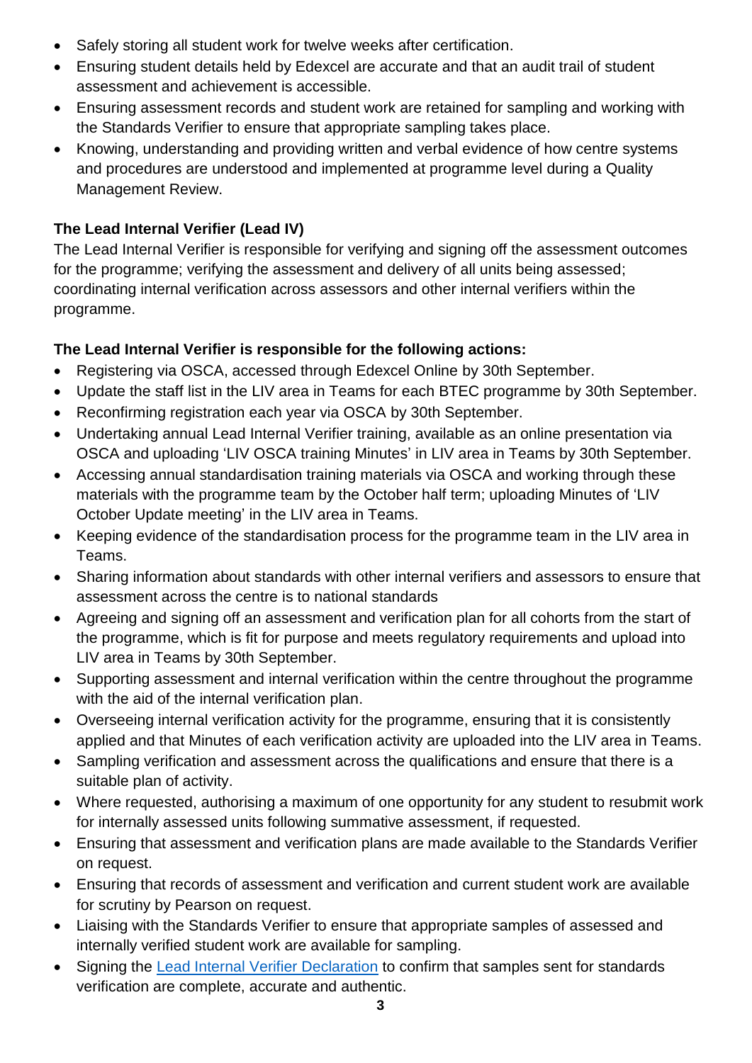- Safely storing all student work for twelve weeks after certification.
- Ensuring student details held by Edexcel are accurate and that an audit trail of student assessment and achievement is accessible.
- Ensuring assessment records and student work are retained for sampling and working with the Standards Verifier to ensure that appropriate sampling takes place.
- Knowing, understanding and providing written and verbal evidence of how centre systems and procedures are understood and implemented at programme level during a Quality Management Review.

**The Lead Internal Verifier (Lead IV)**

The Lead Internal Verifier is responsible for verifying and signing off the assessment outcomes for the programme; verifying the assessment and delivery of all units being assessed; coordinating internal verification across assessors and other internal verifiers within the programme.

**The Lead Internal Verifier is responsible for the following actions:**

- Registering via OSCA, accessed through Edexcel Online by 30th September.
- Update the staff list in the LIV area in Teams for each BTEC programme by 30th September.
- Reconfirming registration each year via OSCA by 30th September.
- Undertaking annual Lead Internal Verifier training, available as an online presentation via OSCA and uploading 'LIV OSCA training Minutes' in LIV area in Teams by 30th September.
- Accessing annual standardisation training materials via OSCA and working through these materials with the programme team by the October half term; uploading Minutes of 'LIV October Update meeting' in the LIV area in Teams.
- Keeping evidence of the standardisation process for the programme team in the LIV area in Teams.
- Sharing information about standards with other internal verifiers and assessors to ensure that assessment across the centre is to national standards
- Agreeing and signing off an assessment and verification plan for all cohorts from the start of the programme, which is fit for purpose and meets regulatory requirements and upload into LIV area in Teams by 30th September.
- Supporting assessment and internal verification within the centre throughout the programme with the aid of the internal verification plan.
- Overseeing internal verification activity for the programme, ensuring that it is consistently applied and that Minutes of each verification activity are uploaded into the LIV area in Teams.
- Sampling verification and assessment across the qualifications and ensure that there is a suitable plan of activity.
- Where requested, authorising a maximum of one opportunity for any student to resubmit work for internally assessed units following summative assessment, if requested.
- Ensuring that assessment and verification plans are made available to the Standards Verifier on request.
- Ensuring that records of assessment and verification and current student work are available for scrutiny by Pearson on request.
- Liaising with the Standards Verifier to ensure that appropriate samples of assessed and internally verified student work are available for sampling.
- Signing the Lead Internal Verifier Declaration to confirm that samples sent for standards verification are complete, accurate and authentic.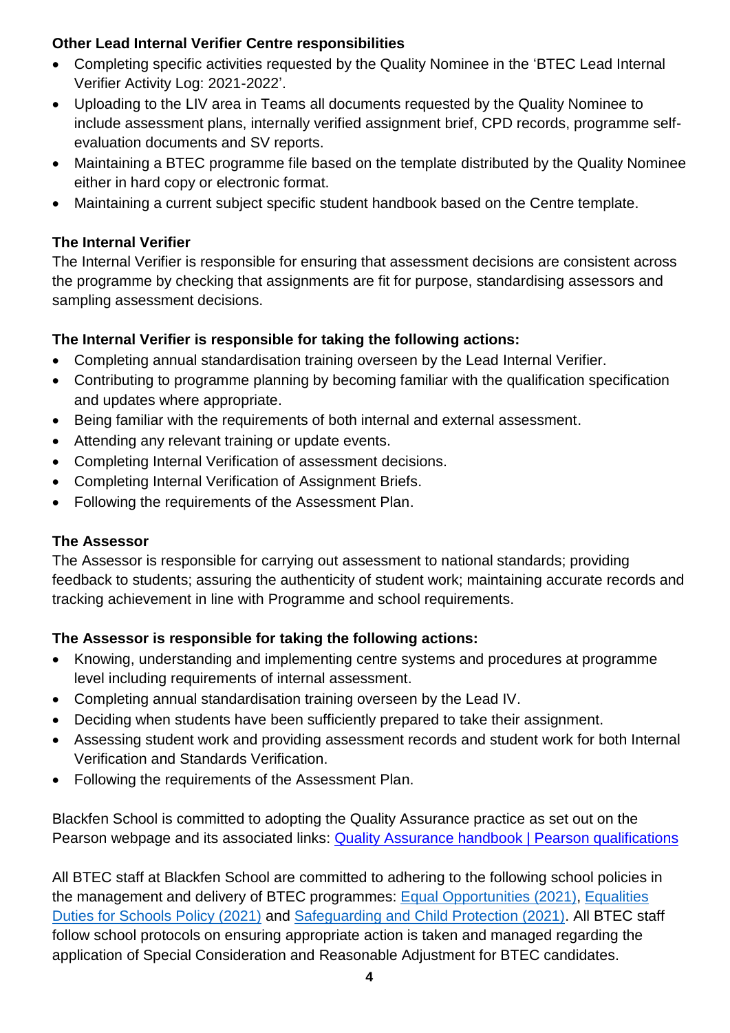**Other Lead Internal Verifier Centre responsibilities**

- Completing specific activities requested by the Quality Nominee in the 'BTEC Lead Internal Verifier Activity Log: 2021-2022'.
- Uploading to the LIV area in Teams all documents requested by the Quality Nominee to include assessment plans, internally verified assignment brief, CPD records, programme self-evaluation documents and SV reports.
- Maintaining a BTEC programme file based on the template distributed by the Quality Nominee either in hard copy or electronic format.
- Maintaining a current subject specific student handbook based on the Centre template.

**The Internal Verifier**

The Internal Verifier is responsible for ensuring that assessment decisions are consistent across the programme by checking that assignments are fit for purpose, standardising assessors and sampling assessment decisions.

**The Internal Verifier is responsible for taking the following actions:**

- Completing annual standardisation training overseen by the Lead Internal Verifier.
- Contributing to programme planning by becoming familiar with the qualification specification and updates where appropriate.
- Being familiar with the requirements of both internal and external assessment.
- Attending any relevant training or update events.
- Completing Internal Verification of assessment decisions.
- Completing Internal Verification of Assignment Briefs.
- Following the requirements of the Assessment Plan.

**The Assessor**

The Assessor is responsible for carrying out assessment to national standards; providing feedback to students; assuring the authenticity of student work; maintaining accurate records and tracking achievement in line with Programme and school requirements.

**The Assessor is responsible for taking the following actions:**

- Knowing, understanding and implementing centre systems and procedures at programme level including requirements of internal assessment.
- Completing annual standardisation training overseen by the Lead IV.
- Deciding when students have been sufficiently prepared to take their assignment.
- Assessing student work and providing assessment records and student work for both Internal Verification and Standards Verification.
- Following the requirements of the Assessment Plan.

Blackfen School is committed to adopting the Quality Assurance practice as set out on the Pearson webpage and its associated links: Quality Assurance handbook | Pearson qualifications

All BTEC staff at Blackfen School are committed to adhering to the following school policies in the management and delivery of BTEC programmes: Equal Opportunities (2021), Equalities Duties for Schools Policy (2021) and Safeguarding and Child Protection (2021). All BTEC staff follow school protocols on ensuring appropriate action is taken and managed regarding the application of Special Consideration and Reasonable Adjustment for BTEC candidates.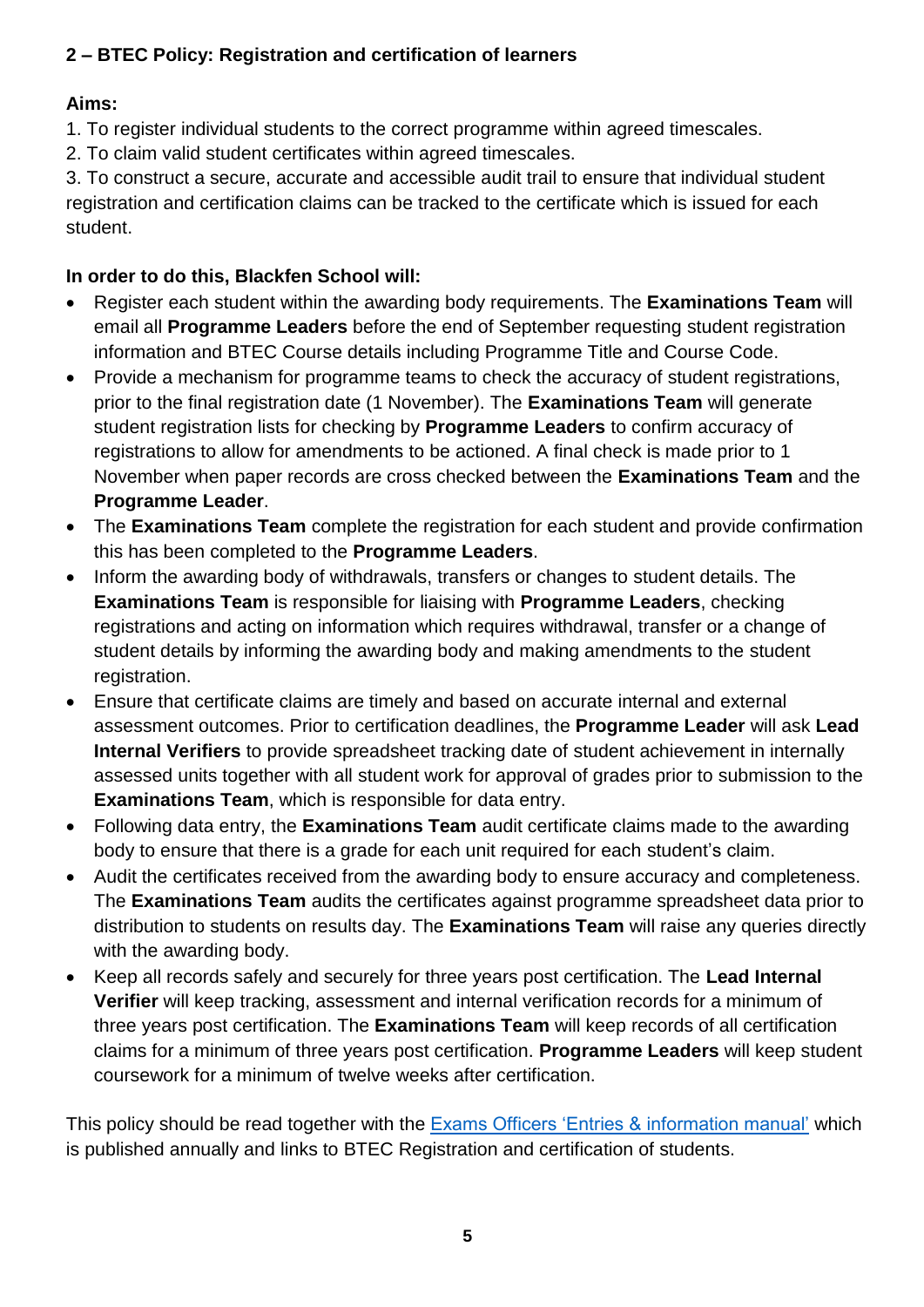## 2 – BTEC Policy: Registration and certification of learners

**Aims:**

1. To register individual students to the correct programme within agreed timescales.
2. To claim valid student certificates within agreed timescales.
3. To construct a secure, accurate and accessible audit trail to ensure that individual student registration and certification claims can be tracked to the certificate which is issued for each student.

**In order to do this, Blackfen School will:**

- Register each student within the awarding body requirements. The **Examinations Team** will email all **Programme Leaders** before the end of September requesting student registration information and BTEC Course details including Programme Title and Course Code.
- Provide a mechanism for programme teams to check the accuracy of student registrations, prior to the final registration date (1 November). The **Examinations Team** will generate student registration lists for checking by **Programme Leaders** to confirm accuracy of registrations to allow for amendments to be actioned. A final check is made prior to 1 November when paper records are cross checked between the **Examinations Team** and the **Programme Leader**.
- The **Examinations Team** complete the registration for each student and provide confirmation this has been completed to the **Programme Leaders**.
- Inform the awarding body of withdrawals, transfers or changes to student details. The **Examinations Team** is responsible for liaising with **Programme Leaders**, checking registrations and acting on information which requires withdrawal, transfer or a change of student details by informing the awarding body and making amendments to the student registration.
- Ensure that certificate claims are timely and based on accurate internal and external assessment outcomes. Prior to certification deadlines, the **Programme Leader** will ask **Lead Internal Verifiers** to provide spreadsheet tracking date of student achievement in internally assessed units together with all student work for approval of grades prior to submission to the **Examinations Team**, which is responsible for data entry.
- Following data entry, the **Examinations Team** audit certificate claims made to the awarding body to ensure that there is a grade for each unit required for each student's claim.
- Audit the certificates received from the awarding body to ensure accuracy and completeness. The **Examinations Team** audits the certificates against programme spreadsheet data prior to distribution to students on results day. The **Examinations Team** will raise any queries directly with the awarding body.
- Keep all records safely and securely for three years post certification. The **Lead Internal Verifier** will keep tracking, assessment and internal verification records for a minimum of three years post certification. The **Examinations Team** will keep records of all certification claims for a minimum of three years post certification. **Programme Leaders** will keep student coursework for a minimum of twelve weeks after certification.

This policy should be read together with the [Exams Officers 'Entries & information manual'] which is published annually and links to BTEC Registration and certification of students.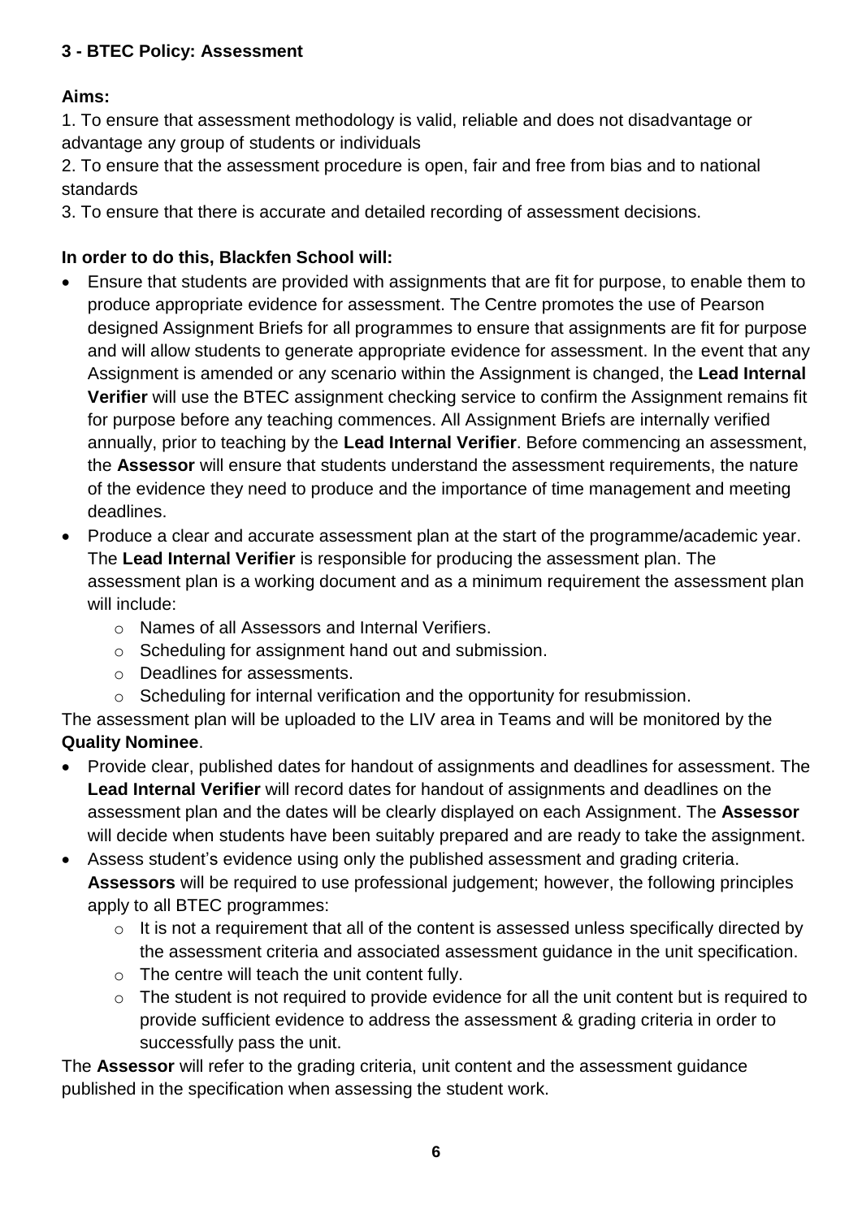### 3 - BTEC Policy: Assessment

**Aims:**

1. To ensure that assessment methodology is valid, reliable and does not disadvantage or advantage any group of students or individuals
2. To ensure that the assessment procedure is open, fair and free from bias and to national standards
3. To ensure that there is accurate and detailed recording of assessment decisions.

**In order to do this, Blackfen School will:**

- Ensure that students are provided with assignments that are fit for purpose, to enable them to produce appropriate evidence for assessment. The Centre promotes the use of Pearson designed Assignment Briefs for all programmes to ensure that assignments are fit for purpose and will allow students to generate appropriate evidence for assessment. In the event that any Assignment is amended or any scenario within the Assignment is changed, the **Lead Internal Verifier** will use the BTEC assignment checking service to confirm the Assignment remains fit for purpose before any teaching commences. All Assignment Briefs are internally verified annually, prior to teaching by the **Lead Internal Verifier**. Before commencing an assessment, the **Assessor** will ensure that students understand the assessment requirements, the nature of the evidence they need to produce and the importance of time management and meeting deadlines.
- Produce a clear and accurate assessment plan at the start of the programme/academic year. The **Lead Internal Verifier** is responsible for producing the assessment plan. The assessment plan is a working document and as a minimum requirement the assessment plan will include:
    - Names of all Assessors and Internal Verifiers.
    - Scheduling for assignment hand out and submission.
    - Deadlines for assessments.
    - Scheduling for internal verification and the opportunity for resubmission.

The assessment plan will be uploaded to the LIV area in Teams and will be monitored by the **Quality Nominee**.

- Provide clear, published dates for handout of assignments and deadlines for assessment. The **Lead Internal Verifier** will record dates for handout of assignments and deadlines on the assessment plan and the dates will be clearly displayed on each Assignment. The **Assessor** will decide when students have been suitably prepared and are ready to take the assignment.
- Assess student's evidence using only the published assessment and grading criteria. **Assessors** will be required to use professional judgement; however, the following principles apply to all BTEC programmes:
    - It is not a requirement that all of the content is assessed unless specifically directed by the assessment criteria and associated assessment guidance in the unit specification.
    - The centre will teach the unit content fully.
    - The student is not required to provide evidence for all the unit content but is required to provide sufficient evidence to address the assessment & grading criteria in order to successfully pass the unit.

The **Assessor** will refer to the grading criteria, unit content and the assessment guidance published in the specification when assessing the student work.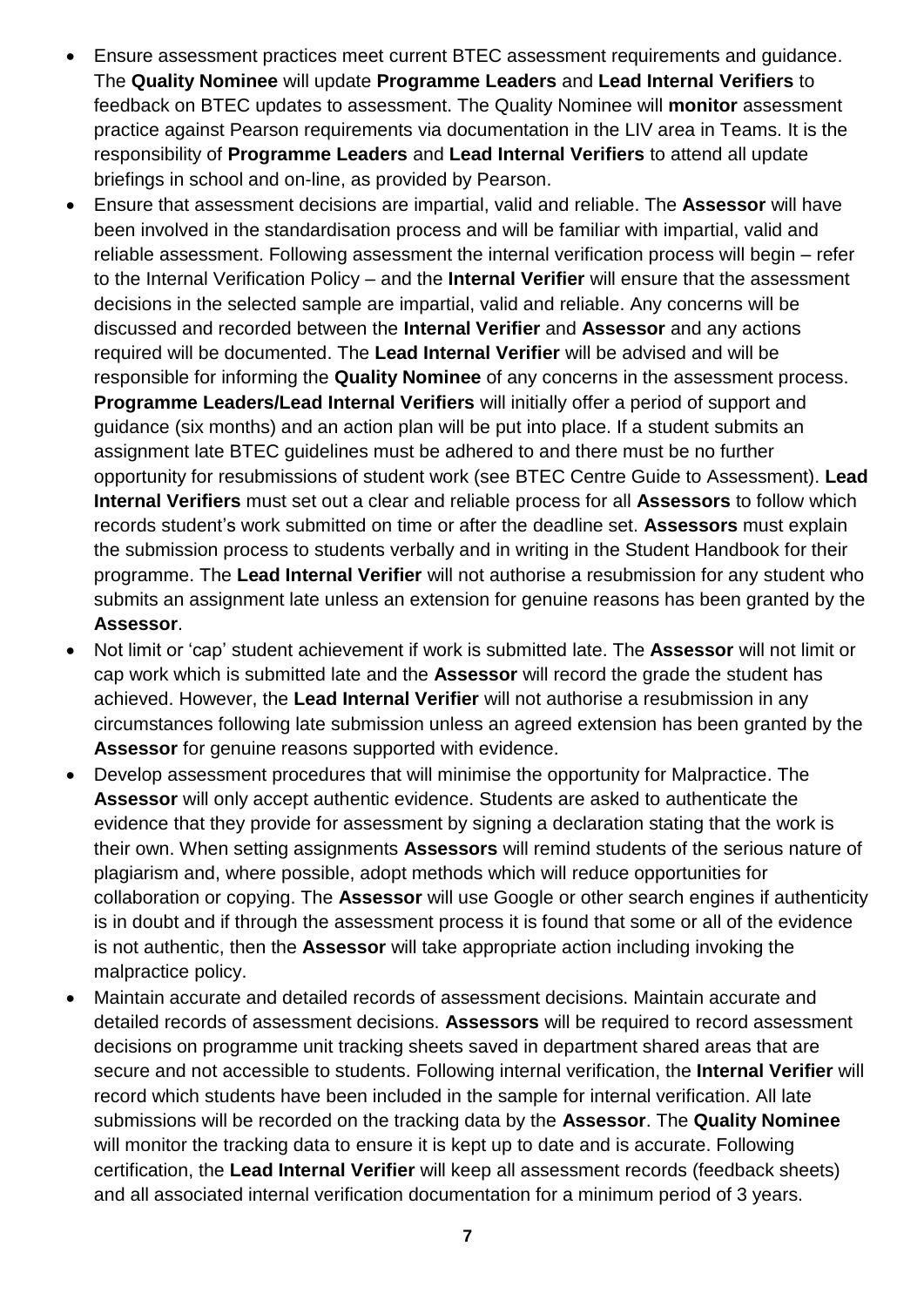- Ensure assessment practices meet current BTEC assessment requirements and guidance. The **Quality Nominee** will update **Programme Leaders** and **Lead Internal Verifiers** to feedback on BTEC updates to assessment. The Quality Nominee will **monitor** assessment practice against Pearson requirements via documentation in the LIV area in Teams. It is the responsibility of **Programme Leaders** and **Lead Internal Verifiers** to attend all update briefings in school and on-line, as provided by Pearson.
- Ensure that assessment decisions are impartial, valid and reliable. The **Assessor** will have been involved in the standardisation process and will be familiar with impartial, valid and reliable assessment. Following assessment the internal verification process will begin – refer to the Internal Verification Policy – and the **Internal Verifier** will ensure that the assessment decisions in the selected sample are impartial, valid and reliable. Any concerns will be discussed and recorded between the **Internal Verifier** and **Assessor** and any actions required will be documented. The **Lead Internal Verifier** will be advised and will be responsible for informing the **Quality Nominee** of any concerns in the assessment process. **Programme Leaders/Lead Internal Verifiers** will initially offer a period of support and guidance (six months) and an action plan will be put into place. If a student submits an assignment late BTEC guidelines must be adhered to and there must be no further opportunity for resubmissions of student work (see BTEC Centre Guide to Assessment). **Lead Internal Verifiers** must set out a clear and reliable process for all **Assessors** to follow which records student's work submitted on time or after the deadline set. **Assessors** must explain the submission process to students verbally and in writing in the Student Handbook for their programme. The **Lead Internal Verifier** will not authorise a resubmission for any student who submits an assignment late unless an extension for genuine reasons has been granted by the **Assessor**.
- Not limit or 'cap' student achievement if work is submitted late. The **Assessor** will not limit or cap work which is submitted late and the **Assessor** will record the grade the student has achieved. However, the **Lead Internal Verifier** will not authorise a resubmission in any circumstances following late submission unless an agreed extension has been granted by the **Assessor** for genuine reasons supported with evidence.
- Develop assessment procedures that will minimise the opportunity for Malpractice. The **Assessor** will only accept authentic evidence. Students are asked to authenticate the evidence that they provide for assessment by signing a declaration stating that the work is their own. When setting assignments **Assessors** will remind students of the serious nature of plagiarism and, where possible, adopt methods which will reduce opportunities for collaboration or copying. The **Assessor** will use Google or other search engines if authenticity is in doubt and if through the assessment process it is found that some or all of the evidence is not authentic, then the **Assessor** will take appropriate action including invoking the malpractice policy.
- Maintain accurate and detailed records of assessment decisions. Maintain accurate and detailed records of assessment decisions. **Assessors** will be required to record assessment decisions on programme unit tracking sheets saved in department shared areas that are secure and not accessible to students. Following internal verification, the **Internal Verifier** will record which students have been included in the sample for internal verification. All late submissions will be recorded on the tracking data by the **Assessor**. The **Quality Nominee** will monitor the tracking data to ensure it is kept up to date and is accurate. Following certification, the **Lead Internal Verifier** will keep all assessment records (feedback sheets) and all associated internal verification documentation for a minimum period of 3 years.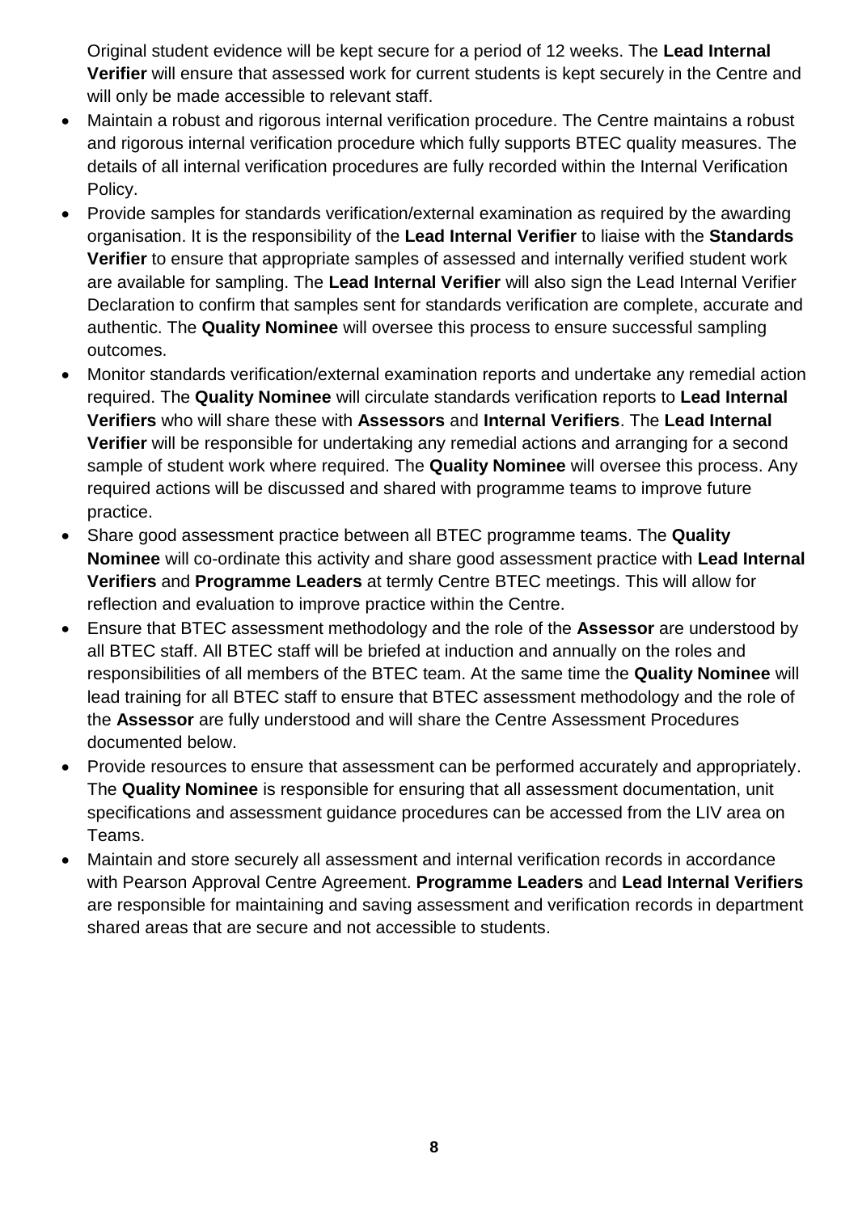Original student evidence will be kept secure for a period of 12 weeks. The **Lead Internal Verifier** will ensure that assessed work for current students is kept securely in the Centre and will only be made accessible to relevant staff.

- Maintain a robust and rigorous internal verification procedure. The Centre maintains a robust and rigorous internal verification procedure which fully supports BTEC quality measures. The details of all internal verification procedures are fully recorded within the Internal Verification Policy.
- Provide samples for standards verification/external examination as required by the awarding organisation. It is the responsibility of the **Lead Internal Verifier** to liaise with the **Standards Verifier** to ensure that appropriate samples of assessed and internally verified student work are available for sampling. The **Lead Internal Verifier** will also sign the Lead Internal Verifier Declaration to confirm that samples sent for standards verification are complete, accurate and authentic. The **Quality Nominee** will oversee this process to ensure successful sampling outcomes.
- Monitor standards verification/external examination reports and undertake any remedial action required. The **Quality Nominee** will circulate standards verification reports to **Lead Internal Verifiers** who will share these with **Assessors** and **Internal Verifiers**. The **Lead Internal Verifier** will be responsible for undertaking any remedial actions and arranging for a second sample of student work where required. The **Quality Nominee** will oversee this process. Any required actions will be discussed and shared with programme teams to improve future practice.
- Share good assessment practice between all BTEC programme teams. The **Quality Nominee** will co-ordinate this activity and share good assessment practice with **Lead Internal Verifiers** and **Programme Leaders** at termly Centre BTEC meetings. This will allow for reflection and evaluation to improve practice within the Centre.
- Ensure that BTEC assessment methodology and the role of the **Assessor** are understood by all BTEC staff. All BTEC staff will be briefed at induction and annually on the roles and responsibilities of all members of the BTEC team. At the same time the **Quality Nominee** will lead training for all BTEC staff to ensure that BTEC assessment methodology and the role of the **Assessor** are fully understood and will share the Centre Assessment Procedures documented below.
- Provide resources to ensure that assessment can be performed accurately and appropriately. The **Quality Nominee** is responsible for ensuring that all assessment documentation, unit specifications and assessment guidance procedures can be accessed from the LIV area on Teams.
- Maintain and store securely all assessment and internal verification records in accordance with Pearson Approval Centre Agreement. **Programme Leaders** and **Lead Internal Verifiers** are responsible for maintaining and saving assessment and verification records in department shared areas that are secure and not accessible to students.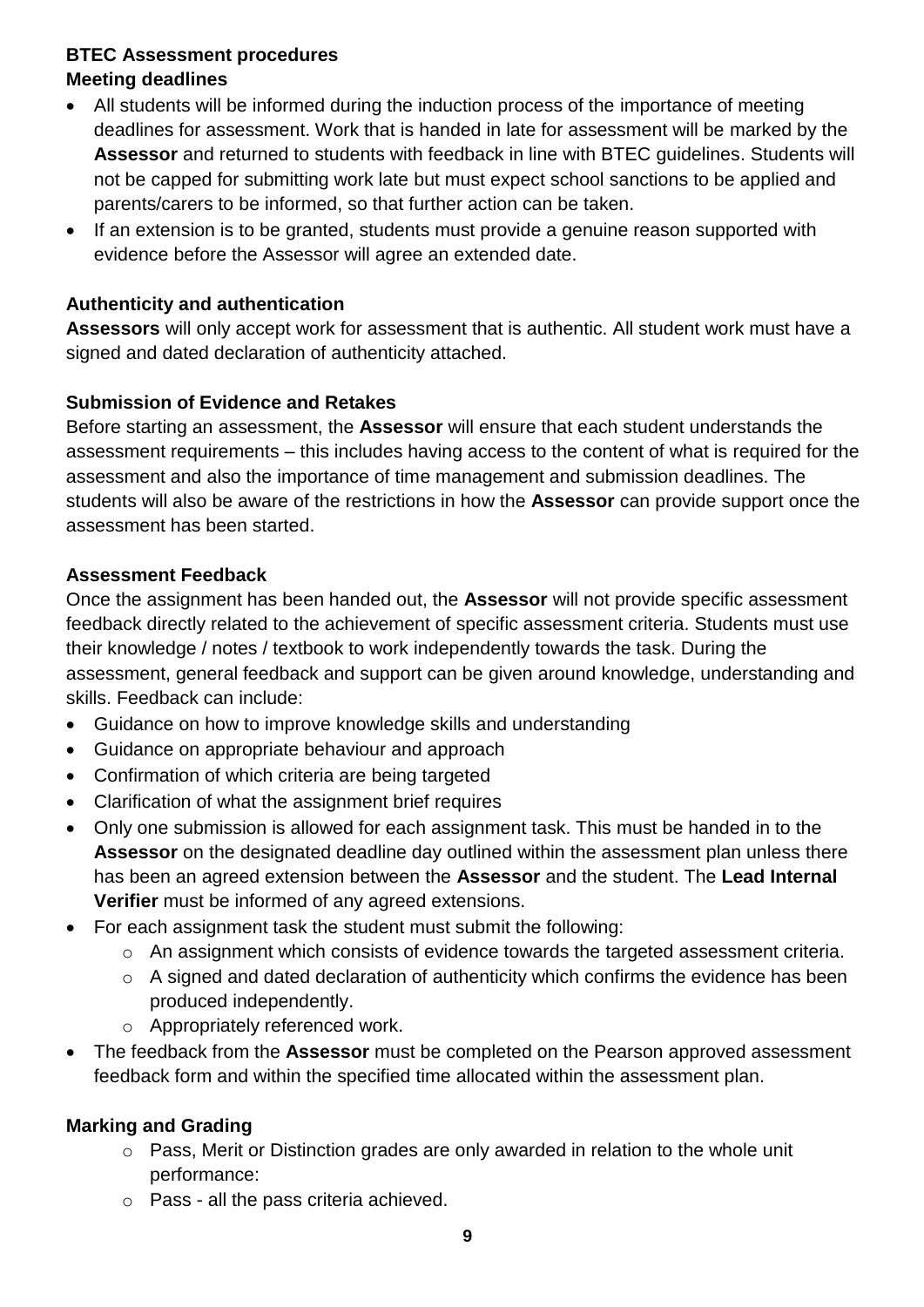**BTEC Assessment procedures**

**Meeting deadlines**

- All students will be informed during the induction process of the importance of meeting deadlines for assessment. Work that is handed in late for assessment will be marked by the **Assessor** and returned to students with feedback in line with BTEC guidelines. Students will not be capped for submitting work late but must expect school sanctions to be applied and parents/carers to be informed, so that further action can be taken.
- If an extension is to be granted, students must provide a genuine reason supported with evidence before the Assessor will agree an extended date.

**Authenticity and authentication**

**Assessors** will only accept work for assessment that is authentic. All student work must have a signed and dated declaration of authenticity attached.

**Submission of Evidence and Retakes**

Before starting an assessment, the **Assessor** will ensure that each student understands the assessment requirements – this includes having access to the content of what is required for the assessment and also the importance of time management and submission deadlines. The students will also be aware of the restrictions in how the **Assessor** can provide support once the assessment has been started.

**Assessment Feedback**

Once the assignment has been handed out, the **Assessor** will not provide specific assessment feedback directly related to the achievement of specific assessment criteria. Students must use their knowledge / notes / textbook to work independently towards the task. During the assessment, general feedback and support can be given around knowledge, understanding and skills. Feedback can include:

- Guidance on how to improve knowledge skills and understanding
- Guidance on appropriate behaviour and approach
- Confirmation of which criteria are being targeted
- Clarification of what the assignment brief requires
- Only one submission is allowed for each assignment task. This must be handed in to the **Assessor** on the designated deadline day outlined within the assessment plan unless there has been an agreed extension between the **Assessor** and the student. The **Lead Internal Verifier** must be informed of any agreed extensions.
- For each assignment task the student must submit the following:
    - An assignment which consists of evidence towards the targeted assessment criteria.
    - A signed and dated declaration of authenticity which confirms the evidence has been produced independently.
    - Appropriately referenced work.
- The feedback from the **Assessor** must be completed on the Pearson approved assessment feedback form and within the specified time allocated within the assessment plan.

**Marking and Grading**

- Pass, Merit or Distinction grades are only awarded in relation to the whole unit performance:
- Pass - all the pass criteria achieved.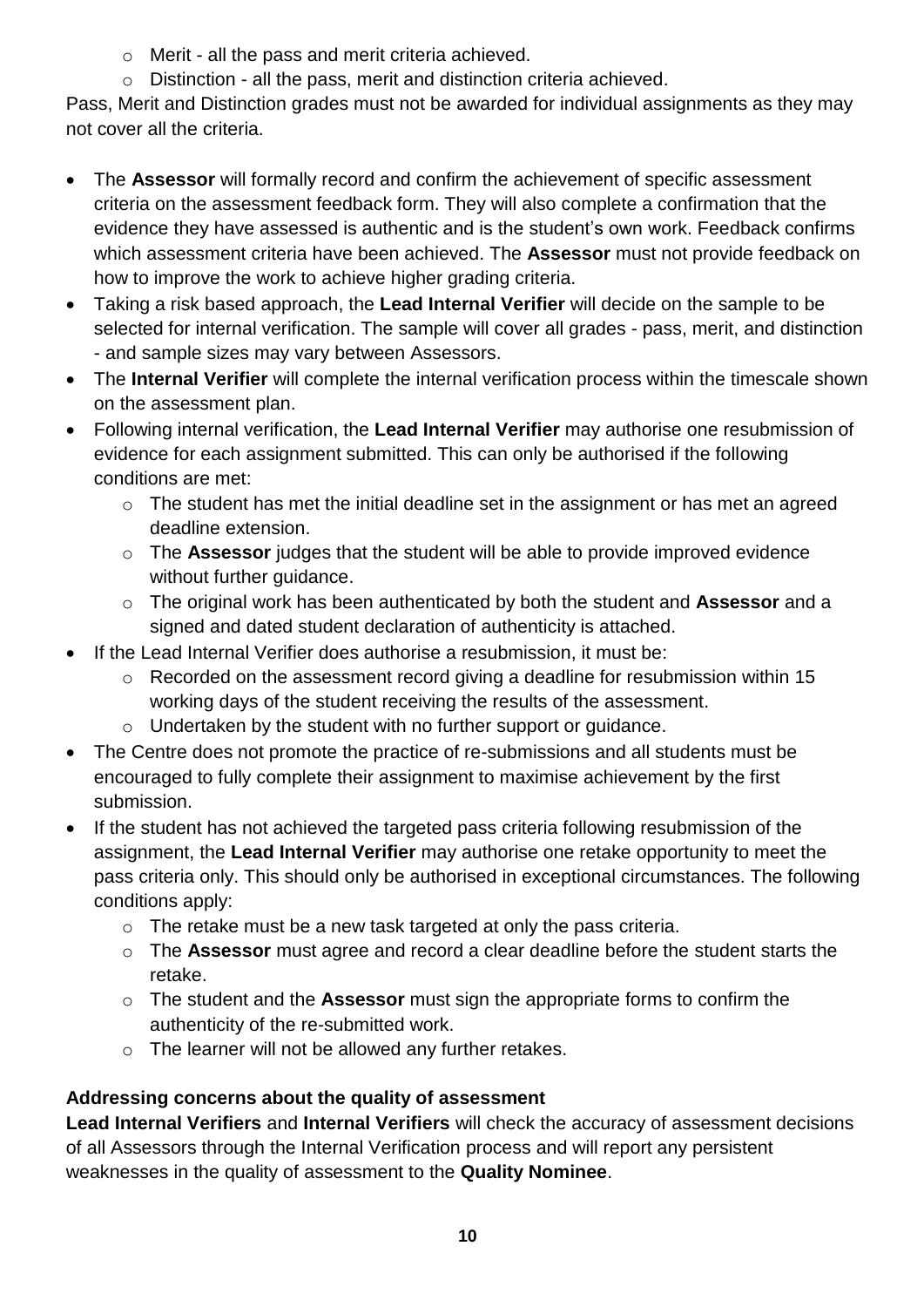- Merit - all the pass and merit criteria achieved.
  - Distinction - all the pass, merit and distinction criteria achieved.

Pass, Merit and Distinction grades must not be awarded for individual assignments as they may not cover all the criteria.

- The **Assessor** will formally record and confirm the achievement of specific assessment criteria on the assessment feedback form. They will also complete a confirmation that the evidence they have assessed is authentic and is the student's own work. Feedback confirms which assessment criteria have been achieved. The **Assessor** must not provide feedback on how to improve the work to achieve higher grading criteria.
- Taking a risk based approach, the **Lead Internal Verifier** will decide on the sample to be selected for internal verification. The sample will cover all grades - pass, merit, and distinction - and sample sizes may vary between Assessors.
- The **Internal Verifier** will complete the internal verification process within the timescale shown on the assessment plan.
- Following internal verification, the **Lead Internal Verifier** may authorise one resubmission of evidence for each assignment submitted. This can only be authorised if the following conditions are met:
  - The student has met the initial deadline set in the assignment or has met an agreed deadline extension.
  - The **Assessor** judges that the student will be able to provide improved evidence without further guidance.
  - The original work has been authenticated by both the student and **Assessor** and a signed and dated student declaration of authenticity is attached.
- If the Lead Internal Verifier does authorise a resubmission, it must be:
  - Recorded on the assessment record giving a deadline for resubmission within 15 working days of the student receiving the results of the assessment.
  - Undertaken by the student with no further support or guidance.
- The Centre does not promote the practice of re-submissions and all students must be encouraged to fully complete their assignment to maximise achievement by the first submission.
- If the student has not achieved the targeted pass criteria following resubmission of the assignment, the **Lead Internal Verifier** may authorise one retake opportunity to meet the pass criteria only. This should only be authorised in exceptional circumstances. The following conditions apply:
  - The retake must be a new task targeted at only the pass criteria.
  - The **Assessor** must agree and record a clear deadline before the student starts the retake.
  - The student and the **Assessor** must sign the appropriate forms to confirm the authenticity of the re-submitted work.
  - The learner will not be allowed any further retakes.

**Addressing concerns about the quality of assessment**

**Lead Internal Verifiers** and **Internal Verifiers** will check the accuracy of assessment decisions of all Assessors through the Internal Verification process and will report any persistent weaknesses in the quality of assessment to the **Quality Nominee**.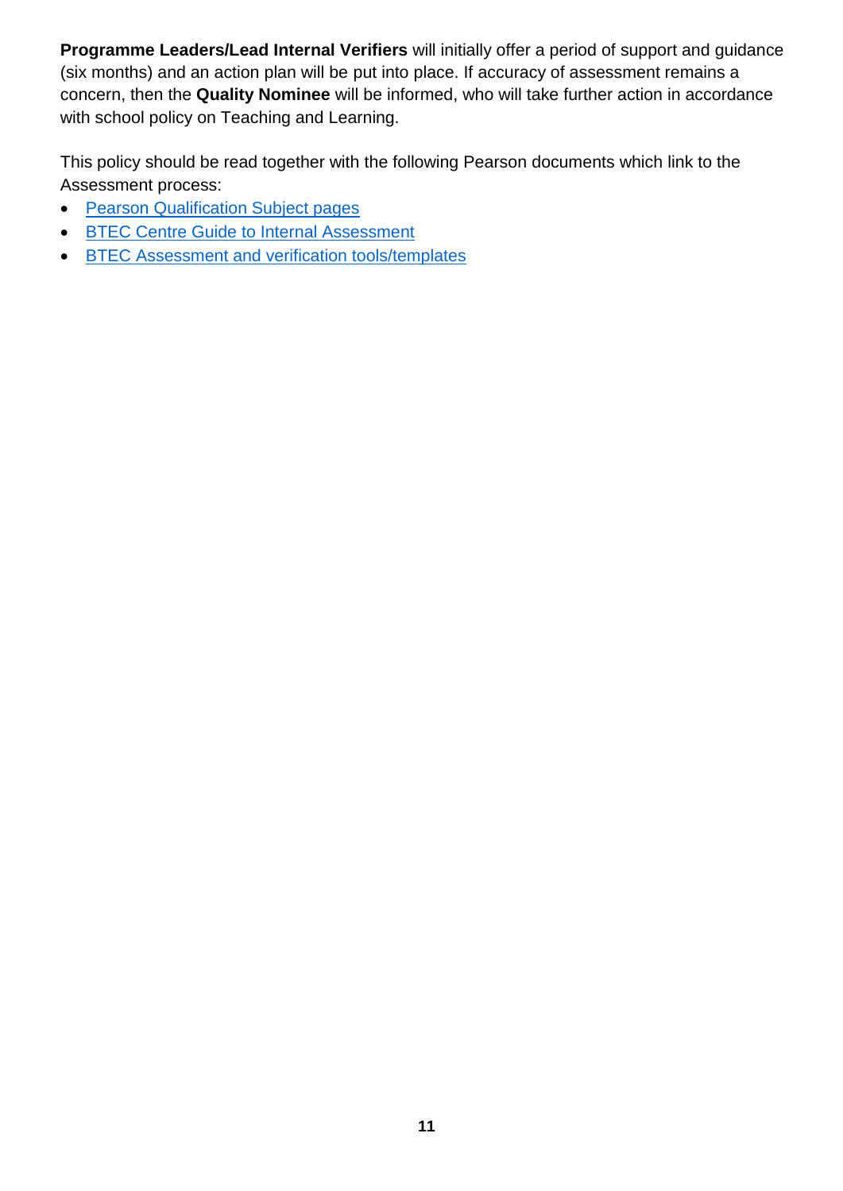**Programme Leaders/Lead Internal Verifiers** will initially offer a period of support and guidance (six months) and an action plan will be put into place. If accuracy of assessment remains a concern, then the **Quality Nominee** will be informed, who will take further action in accordance with school policy on Teaching and Learning.

This policy should be read together with the following Pearson documents which link to the Assessment process:

- Pearson Qualification Subject pages
- BTEC Centre Guide to Internal Assessment
- BTEC Assessment and verification tools/templates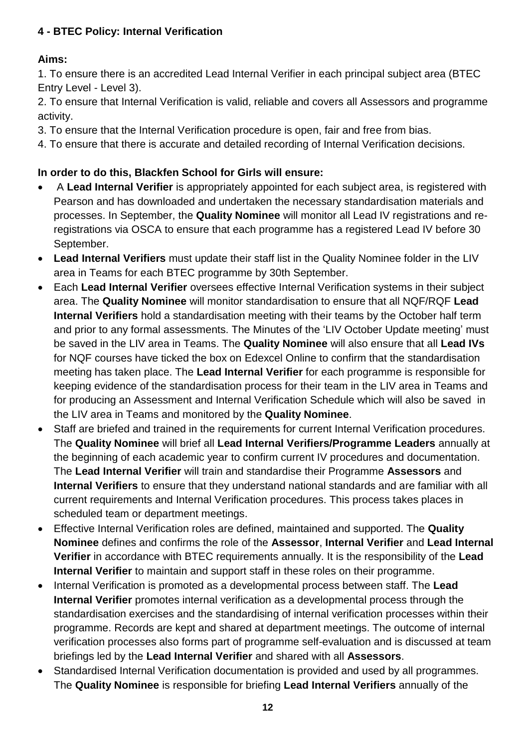# 4 - BTEC Policy: Internal Verification

**Aims:**

1. To ensure there is an accredited Lead Internal Verifier in each principal subject area (BTEC Entry Level - Level 3).
2. To ensure that Internal Verification is valid, reliable and covers all Assessors and programme activity.
3. To ensure that the Internal Verification procedure is open, fair and free from bias.
4. To ensure that there is accurate and detailed recording of Internal Verification decisions.

**In order to do this, Blackfen School for Girls will ensure:**

- A **Lead Internal Verifier** is appropriately appointed for each subject area, is registered with Pearson and has downloaded and undertaken the necessary standardisation materials and processes. In September, the **Quality Nominee** will monitor all Lead IV registrations and re-registrations via OSCA to ensure that each programme has a registered Lead IV before 30 September.
- **Lead Internal Verifiers** must update their staff list in the Quality Nominee folder in the LIV area in Teams for each BTEC programme by 30th September.
- Each **Lead Internal Verifier** oversees effective Internal Verification systems in their subject area. The **Quality Nominee** will monitor standardisation to ensure that all NQF/RQF **Lead Internal Verifiers** hold a standardisation meeting with their teams by the October half term and prior to any formal assessments. The Minutes of the 'LIV October Update meeting' must be saved in the LIV area in Teams. The **Quality Nominee** will also ensure that all **Lead IVs** for NQF courses have ticked the box on Edexcel Online to confirm that the standardisation meeting has taken place. The **Lead Internal Verifier** for each programme is responsible for keeping evidence of the standardisation process for their team in the LIV area in Teams and for producing an Assessment and Internal Verification Schedule which will also be saved in the LIV area in Teams and monitored by the **Quality Nominee**.
- Staff are briefed and trained in the requirements for current Internal Verification procedures. The **Quality Nominee** will brief all **Lead Internal Verifiers/Programme Leaders** annually at the beginning of each academic year to confirm current IV procedures and documentation. The **Lead Internal Verifier** will train and standardise their Programme **Assessors** and **Internal Verifiers** to ensure that they understand national standards and are familiar with all current requirements and Internal Verification procedures. This process takes places in scheduled team or department meetings.
- Effective Internal Verification roles are defined, maintained and supported. The **Quality Nominee** defines and confirms the role of the **Assessor**, **Internal Verifier** and **Lead Internal Verifier** in accordance with BTEC requirements annually. It is the responsibility of the **Lead Internal Verifier** to maintain and support staff in these roles on their programme.
- Internal Verification is promoted as a developmental process between staff. The **Lead Internal Verifier** promotes internal verification as a developmental process through the standardisation exercises and the standardising of internal verification processes within their programme. Records are kept and shared at department meetings. The outcome of internal verification processes also forms part of programme self-evaluation and is discussed at team briefings led by the **Lead Internal Verifier** and shared with all **Assessors**.
- Standardised Internal Verification documentation is provided and used by all programmes. The **Quality Nominee** is responsible for briefing **Lead Internal Verifiers** annually of the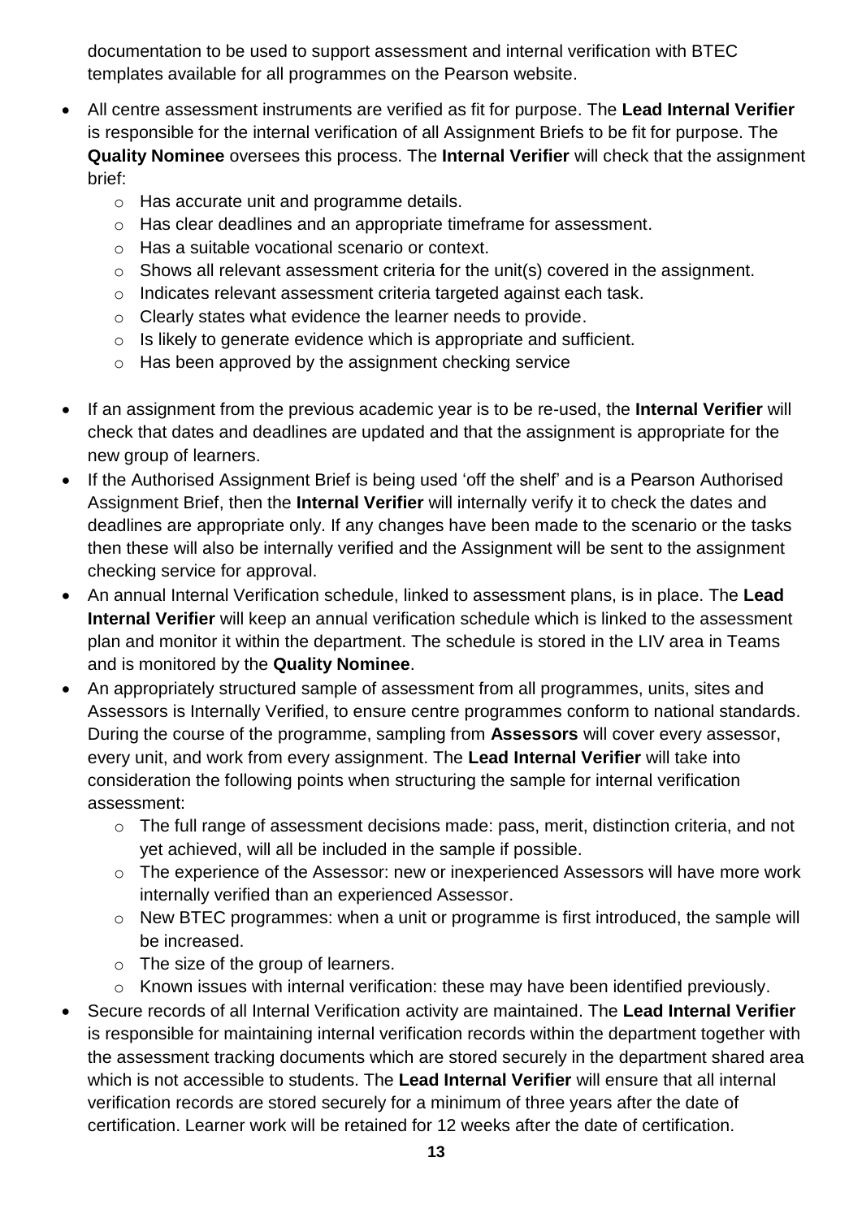documentation to be used to support assessment and internal verification with BTEC templates available for all programmes on the Pearson website.

- All centre assessment instruments are verified as fit for purpose. The **Lead Internal Verifier** is responsible for the internal verification of all Assignment Briefs to be fit for purpose. The **Quality Nominee** oversees this process. The **Internal Verifier** will check that the assignment brief:
    - Has accurate unit and programme details.
    - Has clear deadlines and an appropriate timeframe for assessment.
    - Has a suitable vocational scenario or context.
    - Shows all relevant assessment criteria for the unit(s) covered in the assignment.
    - Indicates relevant assessment criteria targeted against each task.
    - Clearly states what evidence the learner needs to provide.
    - Is likely to generate evidence which is appropriate and sufficient.
    - Has been approved by the assignment checking service
- If an assignment from the previous academic year is to be re-used, the **Internal Verifier** will check that dates and deadlines are updated and that the assignment is appropriate for the new group of learners.
- If the Authorised Assignment Brief is being used 'off the shelf' and is a Pearson Authorised Assignment Brief, then the **Internal Verifier** will internally verify it to check the dates and deadlines are appropriate only. If any changes have been made to the scenario or the tasks then these will also be internally verified and the Assignment will be sent to the assignment checking service for approval.
- An annual Internal Verification schedule, linked to assessment plans, is in place. The **Lead Internal Verifier** will keep an annual verification schedule which is linked to the assessment plan and monitor it within the department. The schedule is stored in the LIV area in Teams and is monitored by the **Quality Nominee**.
- An appropriately structured sample of assessment from all programmes, units, sites and Assessors is Internally Verified, to ensure centre programmes conform to national standards. During the course of the programme, sampling from **Assessors** will cover every assessor, every unit, and work from every assignment. The **Lead Internal Verifier** will take into consideration the following points when structuring the sample for internal verification assessment:
    - The full range of assessment decisions made: pass, merit, distinction criteria, and not yet achieved, will all be included in the sample if possible.
    - The experience of the Assessor: new or inexperienced Assessors will have more work internally verified than an experienced Assessor.
    - New BTEC programmes: when a unit or programme is first introduced, the sample will be increased.
    - The size of the group of learners.
    - Known issues with internal verification: these may have been identified previously.
- Secure records of all Internal Verification activity are maintained. The **Lead Internal Verifier** is responsible for maintaining internal verification records within the department together with the assessment tracking documents which are stored securely in the department shared area which is not accessible to students. The **Lead Internal Verifier** will ensure that all internal verification records are stored securely for a minimum of three years after the date of certification. Learner work will be retained for 12 weeks after the date of certification.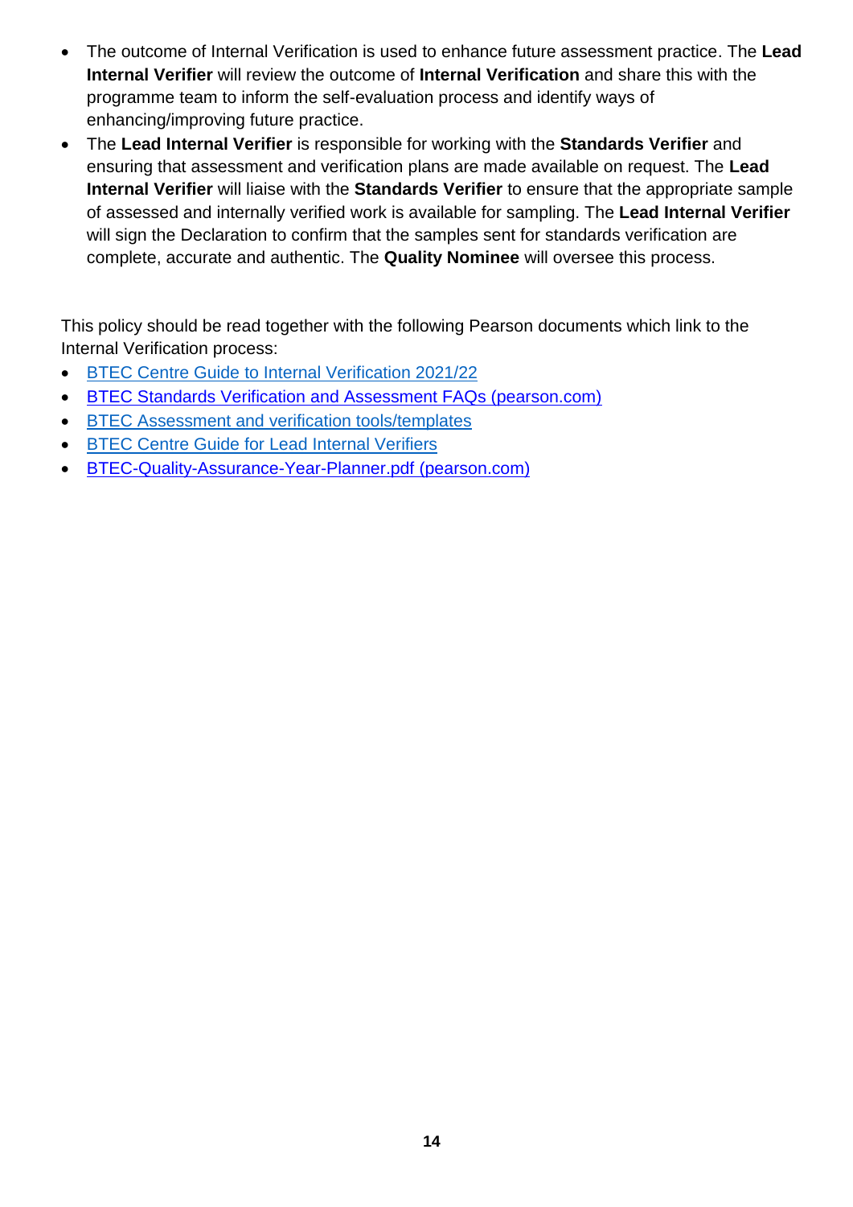- The outcome of Internal Verification is used to enhance future assessment practice. The **Lead Internal Verifier** will review the outcome of **Internal Verification** and share this with the programme team to inform the self-evaluation process and identify ways of enhancing/improving future practice.
- The **Lead Internal Verifier** is responsible for working with the **Standards Verifier** and ensuring that assessment and verification plans are made available on request. The **Lead Internal Verifier** will liaise with the **Standards Verifier** to ensure that the appropriate sample of assessed and internally verified work is available for sampling. The **Lead Internal Verifier** will sign the Declaration to confirm that the samples sent for standards verification are complete, accurate and authentic. The **Quality Nominee** will oversee this process.

This policy should be read together with the following Pearson documents which link to the Internal Verification process:

- BTEC Centre Guide to Internal Verification 2021/22
- BTEC Standards Verification and Assessment FAQs (pearson.com)
- BTEC Assessment and verification tools/templates
- BTEC Centre Guide for Lead Internal Verifiers
- BTEC-Quality-Assurance-Year-Planner.pdf (pearson.com)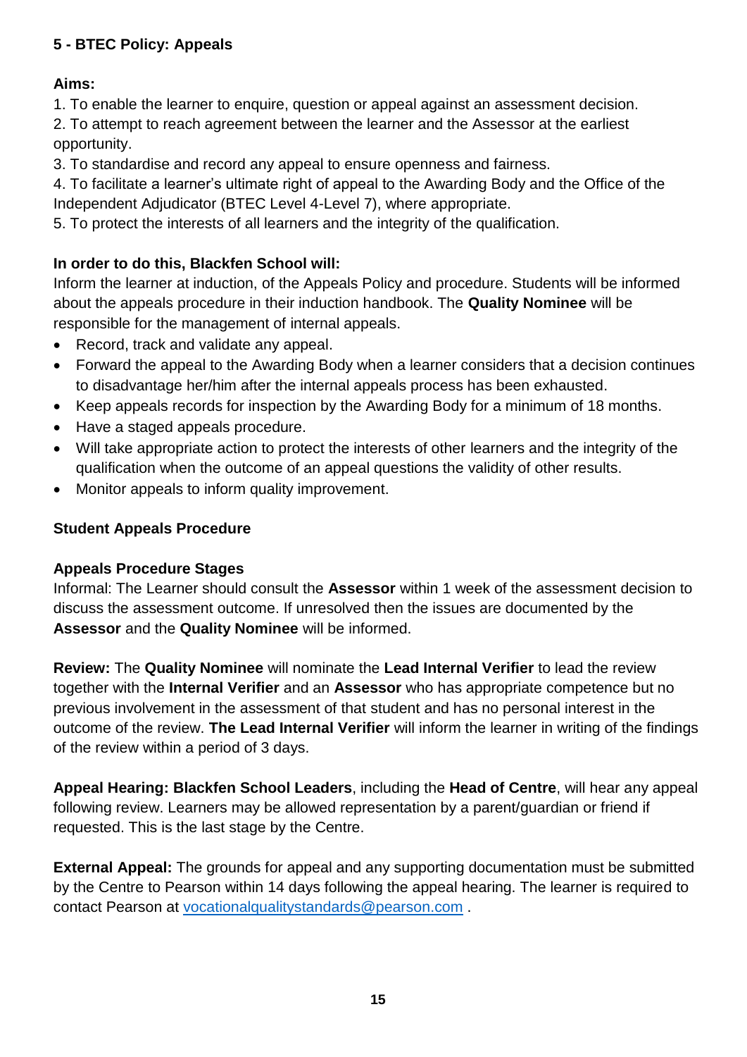## 5 - BTEC Policy: Appeals

**Aims:**

1. To enable the learner to enquire, question or appeal against an assessment decision.
2. To attempt to reach agreement between the learner and the Assessor at the earliest opportunity.
3. To standardise and record any appeal to ensure openness and fairness.
4. To facilitate a learner's ultimate right of appeal to the Awarding Body and the Office of the Independent Adjudicator (BTEC Level 4-Level 7), where appropriate.
5. To protect the interests of all learners and the integrity of the qualification.

**In order to do this, Blackfen School will:**

Inform the learner at induction, of the Appeals Policy and procedure. Students will be informed about the appeals procedure in their induction handbook. The **Quality Nominee** will be responsible for the management of internal appeals.

- Record, track and validate any appeal.
- Forward the appeal to the Awarding Body when a learner considers that a decision continues to disadvantage her/him after the internal appeals process has been exhausted.
- Keep appeals records for inspection by the Awarding Body for a minimum of 18 months.
- Have a staged appeals procedure.
- Will take appropriate action to protect the interests of other learners and the integrity of the qualification when the outcome of an appeal questions the validity of other results.
- Monitor appeals to inform quality improvement.

**Student Appeals Procedure**

**Appeals Procedure Stages**

Informal: The Learner should consult the **Assessor** within 1 week of the assessment decision to discuss the assessment outcome. If unresolved then the issues are documented by the **Assessor** and the **Quality Nominee** will be informed.

**Review:** The **Quality Nominee** will nominate the **Lead Internal Verifier** to lead the review together with the **Internal Verifier** and an **Assessor** who has appropriate competence but no previous involvement in the assessment of that student and has no personal interest in the outcome of the review. **The Lead Internal Verifier** will inform the learner in writing of the findings of the review within a period of 3 days.

**Appeal Hearing: Blackfen School Leaders**, including the **Head of Centre**, will hear any appeal following review. Learners may be allowed representation by a parent/guardian or friend if requested. This is the last stage by the Centre.

**External Appeal:** The grounds for appeal and any supporting documentation must be submitted by the Centre to Pearson within 14 days following the appeal hearing. The learner is required to contact Pearson at vocationalqualitystandards@pearson.com .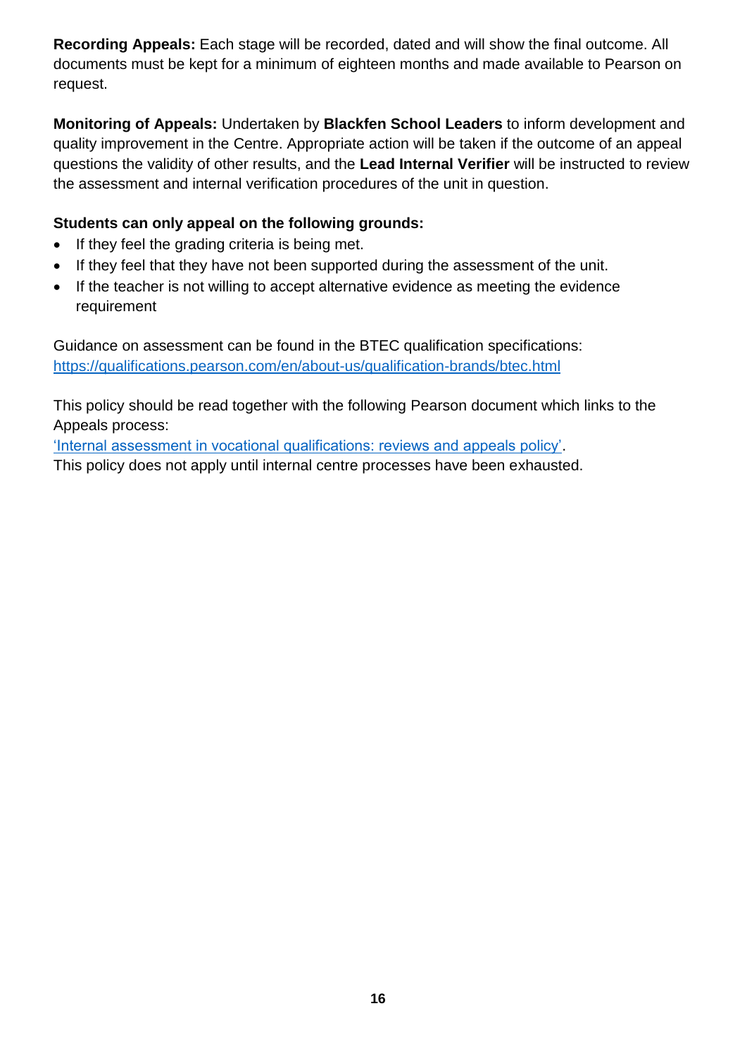**Recording Appeals:** Each stage will be recorded, dated and will show the final outcome. All documents must be kept for a minimum of eighteen months and made available to Pearson on request.

**Monitoring of Appeals:** Undertaken by **Blackfen School Leaders** to inform development and quality improvement in the Centre. Appropriate action will be taken if the outcome of an appeal questions the validity of other results, and the **Lead Internal Verifier** will be instructed to review the assessment and internal verification procedures of the unit in question.

**Students can only appeal on the following grounds:**

- If they feel the grading criteria is being met.
- If they feel that they have not been supported during the assessment of the unit.
- If the teacher is not willing to accept alternative evidence as meeting the evidence requirement

Guidance on assessment can be found in the BTEC qualification specifications: [https://qualifications.pearson.com/en/about-us/qualification-brands/btec.html](https://qualifications.pearson.com/en/about-us/qualification-brands/btec.html)

This policy should be read together with the following Pearson document which links to the Appeals process:
'Internal assessment in vocational qualifications: reviews and appeals policy'.
This policy does not apply until internal centre processes have been exhausted.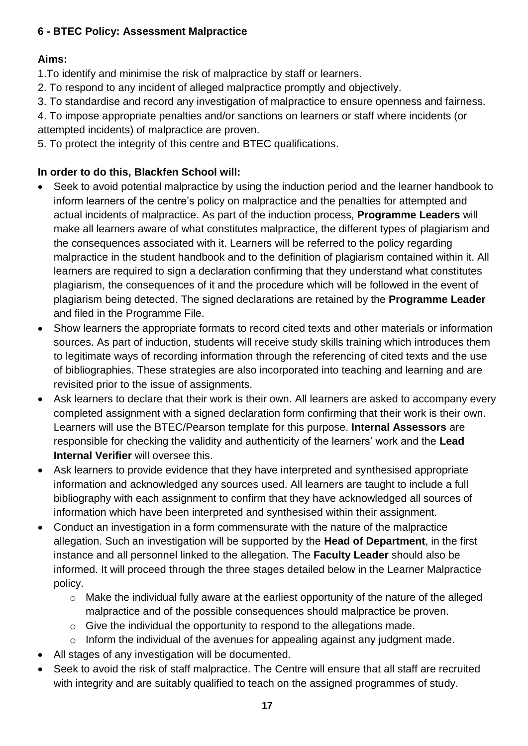### 6 - BTEC Policy: Assessment Malpractice

**Aims:**

1.To identify and minimise the risk of malpractice by staff or learners.

2. To respond to any incident of alleged malpractice promptly and objectively.

3. To standardise and record any investigation of malpractice to ensure openness and fairness.

4. To impose appropriate penalties and/or sanctions on learners or staff where incidents (or attempted incidents) of malpractice are proven.

5. To protect the integrity of this centre and BTEC qualifications.

**In order to do this, Blackfen School will:**

- Seek to avoid potential malpractice by using the induction period and the learner handbook to inform learners of the centre's policy on malpractice and the penalties for attempted and actual incidents of malpractice. As part of the induction process, **Programme Leaders** will make all learners aware of what constitutes malpractice, the different types of plagiarism and the consequences associated with it. Learners will be referred to the policy regarding malpractice in the student handbook and to the definition of plagiarism contained within it. All learners are required to sign a declaration confirming that they understand what constitutes plagiarism, the consequences of it and the procedure which will be followed in the event of plagiarism being detected. The signed declarations are retained by the **Programme Leader** and filed in the Programme File.
- Show learners the appropriate formats to record cited texts and other materials or information sources. As part of induction, students will receive study skills training which introduces them to legitimate ways of recording information through the referencing of cited texts and the use of bibliographies. These strategies are also incorporated into teaching and learning and are revisited prior to the issue of assignments.
- Ask learners to declare that their work is their own. All learners are asked to accompany every completed assignment with a signed declaration form confirming that their work is their own. Learners will use the BTEC/Pearson template for this purpose. **Internal Assessors** are responsible for checking the validity and authenticity of the learners' work and the **Lead Internal Verifier** will oversee this.
- Ask learners to provide evidence that they have interpreted and synthesised appropriate information and acknowledged any sources used. All learners are taught to include a full bibliography with each assignment to confirm that they have acknowledged all sources of information which have been interpreted and synthesised within their assignment.
- Conduct an investigation in a form commensurate with the nature of the malpractice allegation. Such an investigation will be supported by the **Head of Department**, in the first instance and all personnel linked to the allegation. The **Faculty Leader** should also be informed. It will proceed through the three stages detailed below in the Learner Malpractice policy.
  - Make the individual fully aware at the earliest opportunity of the nature of the alleged malpractice and of the possible consequences should malpractice be proven.
  - Give the individual the opportunity to respond to the allegations made.
  - Inform the individual of the avenues for appealing against any judgment made.
- All stages of any investigation will be documented.
- Seek to avoid the risk of staff malpractice. The Centre will ensure that all staff are recruited with integrity and are suitably qualified to teach on the assigned programmes of study.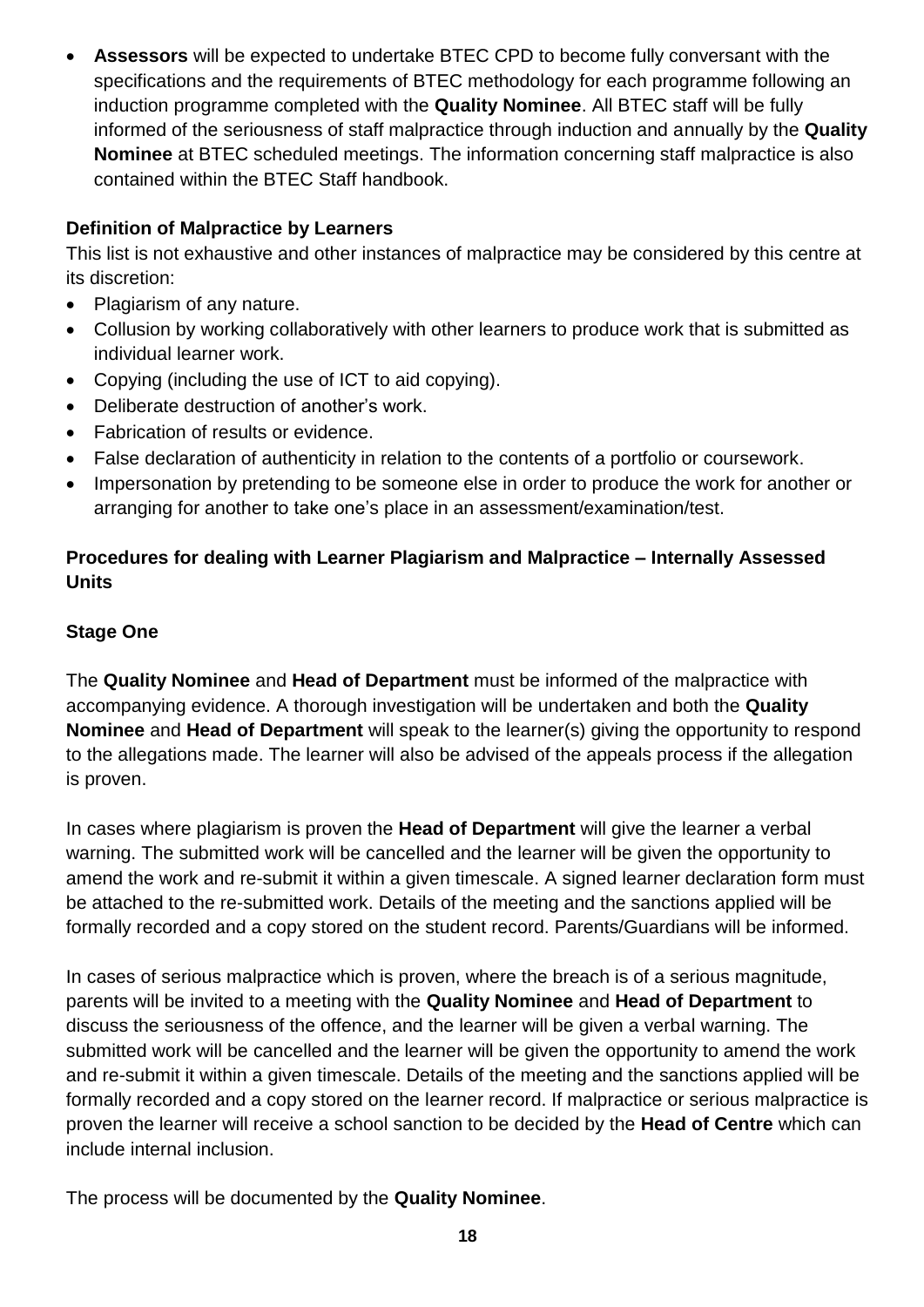- **Assessors** will be expected to undertake BTEC CPD to become fully conversant with the specifications and the requirements of BTEC methodology for each programme following an induction programme completed with the **Quality Nominee**. All BTEC staff will be fully informed of the seriousness of staff malpractice through induction and annually by the **Quality Nominee** at BTEC scheduled meetings. The information concerning staff malpractice is also contained within the BTEC Staff handbook.

**Definition of Malpractice by Learners**

This list is not exhaustive and other instances of malpractice may be considered by this centre at its discretion:

- Plagiarism of any nature.
- Collusion by working collaboratively with other learners to produce work that is submitted as individual learner work.
- Copying (including the use of ICT to aid copying).
- Deliberate destruction of another's work.
- Fabrication of results or evidence.
- False declaration of authenticity in relation to the contents of a portfolio or coursework.
- Impersonation by pretending to be someone else in order to produce the work for another or arranging for another to take one's place in an assessment/examination/test.

**Procedures for dealing with Learner Plagiarism and Malpractice – Internally Assessed Units**

**Stage One**

The **Quality Nominee** and **Head of Department** must be informed of the malpractice with accompanying evidence. A thorough investigation will be undertaken and both the **Quality Nominee** and **Head of Department** will speak to the learner(s) giving the opportunity to respond to the allegations made. The learner will also be advised of the appeals process if the allegation is proven.

In cases where plagiarism is proven the **Head of Department** will give the learner a verbal warning. The submitted work will be cancelled and the learner will be given the opportunity to amend the work and re-submit it within a given timescale. A signed learner declaration form must be attached to the re-submitted work. Details of the meeting and the sanctions applied will be formally recorded and a copy stored on the student record. Parents/Guardians will be informed.

In cases of serious malpractice which is proven, where the breach is of a serious magnitude, parents will be invited to a meeting with the **Quality Nominee** and **Head of Department** to discuss the seriousness of the offence, and the learner will be given a verbal warning. The submitted work will be cancelled and the learner will be given the opportunity to amend the work and re-submit it within a given timescale. Details of the meeting and the sanctions applied will be formally recorded and a copy stored on the learner record. If malpractice or serious malpractice is proven the learner will receive a school sanction to be decided by the **Head of Centre** which can include internal inclusion.

The process will be documented by the **Quality Nominee**.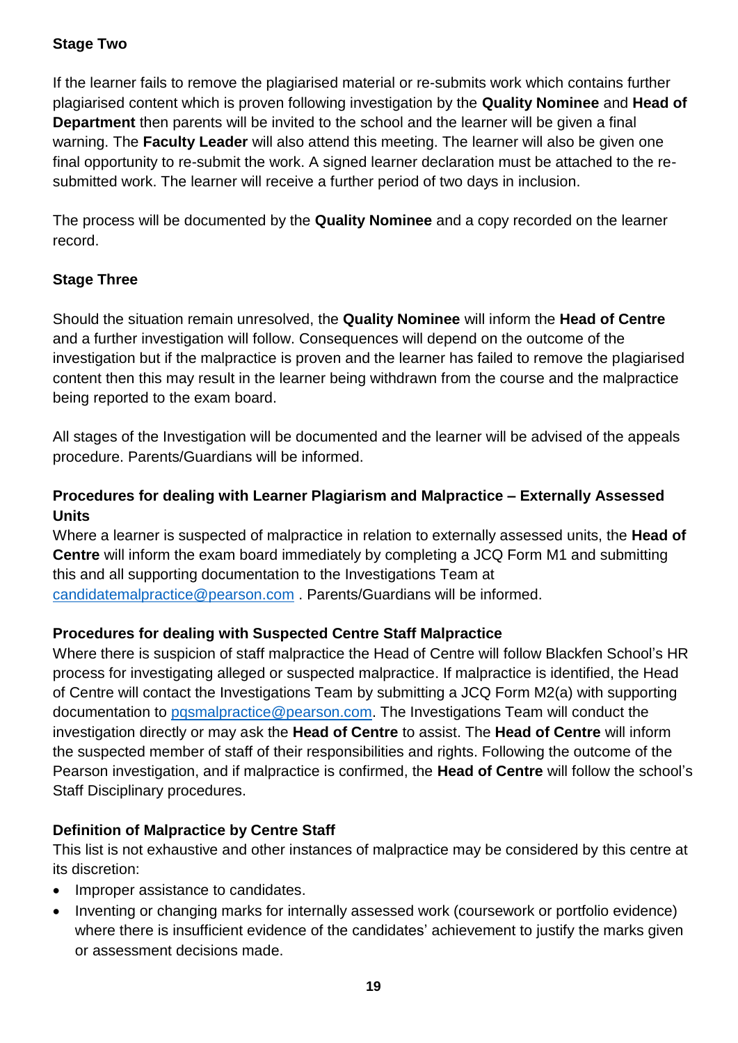**Stage Two**

If the learner fails to remove the plagiarised material or re-submits work which contains further plagiarised content which is proven following investigation by the **Quality Nominee** and **Head of Department** then parents will be invited to the school and the learner will be given a final warning. The **Faculty Leader** will also attend this meeting. The learner will also be given one final opportunity to re-submit the work. A signed learner declaration must be attached to the re-submitted work. The learner will receive a further period of two days in inclusion.

The process will be documented by the **Quality Nominee** and a copy recorded on the learner record.

**Stage Three**

Should the situation remain unresolved, the **Quality Nominee** will inform the **Head of Centre** and a further investigation will follow. Consequences will depend on the outcome of the investigation but if the malpractice is proven and the learner has failed to remove the plagiarised content then this may result in the learner being withdrawn from the course and the malpractice being reported to the exam board.

All stages of the Investigation will be documented and the learner will be advised of the appeals procedure. Parents/Guardians will be informed.

**Procedures for dealing with Learner Plagiarism and Malpractice – Externally Assessed Units**

Where a learner is suspected of malpractice in relation to externally assessed units, the **Head of Centre** will inform the exam board immediately by completing a JCQ Form M1 and submitting this and all supporting documentation to the Investigations Team at candidatemalpractice@pearson.com . Parents/Guardians will be informed.

**Procedures for dealing with Suspected Centre Staff Malpractice**

Where there is suspicion of staff malpractice the Head of Centre will follow Blackfen School's HR process for investigating alleged or suspected malpractice. If malpractice is identified, the Head of Centre will contact the Investigations Team by submitting a JCQ Form M2(a) with supporting documentation to pqsmalpractice@pearson.com. The Investigations Team will conduct the investigation directly or may ask the **Head of Centre** to assist. The **Head of Centre** will inform the suspected member of staff of their responsibilities and rights. Following the outcome of the Pearson investigation, and if malpractice is confirmed, the **Head of Centre** will follow the school's Staff Disciplinary procedures.

**Definition of Malpractice by Centre Staff**

This list is not exhaustive and other instances of malpractice may be considered by this centre at its discretion:

- Improper assistance to candidates.
- Inventing or changing marks for internally assessed work (coursework or portfolio evidence) where there is insufficient evidence of the candidates' achievement to justify the marks given or assessment decisions made.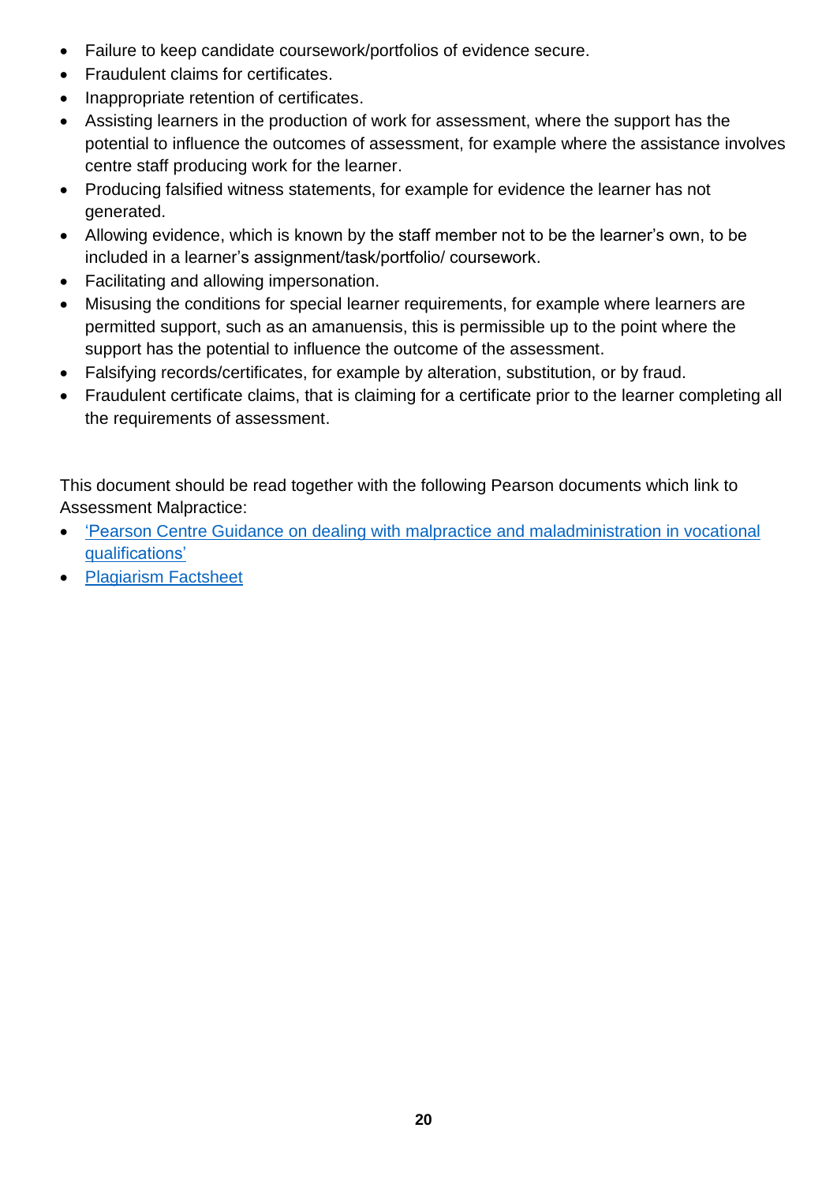- Failure to keep candidate coursework/portfolios of evidence secure.
- Fraudulent claims for certificates.
- Inappropriate retention of certificates.
- Assisting learners in the production of work for assessment, where the support has the potential to influence the outcomes of assessment, for example where the assistance involves centre staff producing work for the learner.
- Producing falsified witness statements, for example for evidence the learner has not generated.
- Allowing evidence, which is known by the staff member not to be the learner's own, to be included in a learner's assignment/task/portfolio/ coursework.
- Facilitating and allowing impersonation.
- Misusing the conditions for special learner requirements, for example where learners are permitted support, such as an amanuensis, this is permissible up to the point where the support has the potential to influence the outcome of the assessment.
- Falsifying records/certificates, for example by alteration, substitution, or by fraud.
- Fraudulent certificate claims, that is claiming for a certificate prior to the learner completing all the requirements of assessment.

This document should be read together with the following Pearson documents which link to Assessment Malpractice:

- 'Pearson Centre Guidance on dealing with malpractice and maladministration in vocational qualifications'
- Plagiarism Factsheet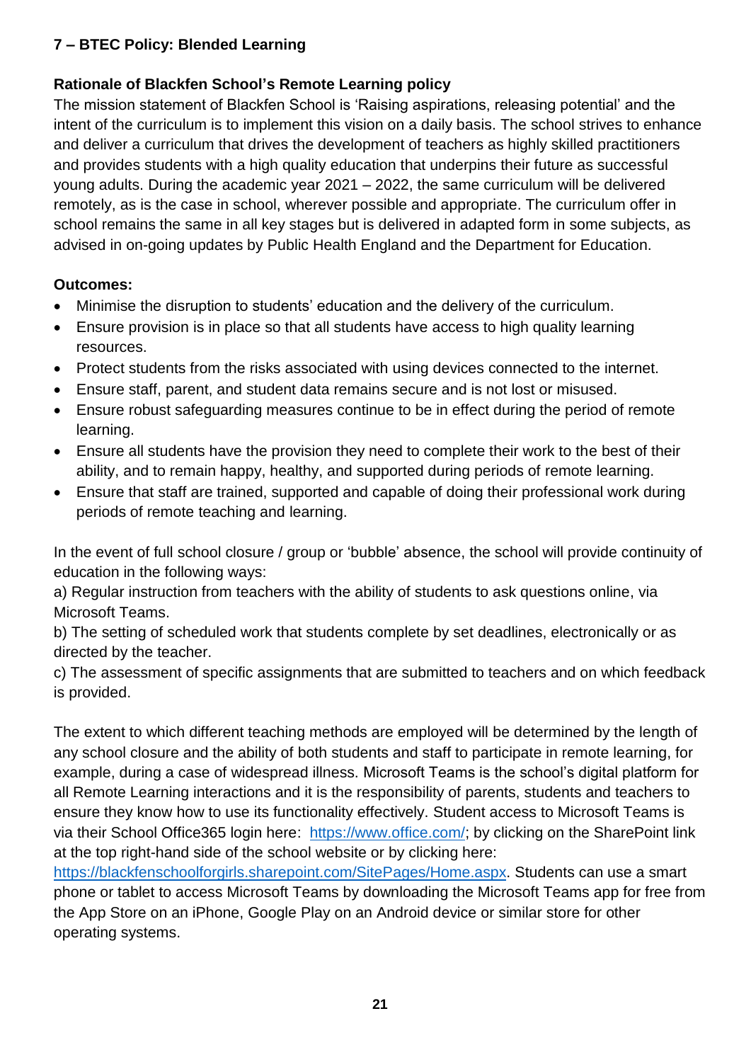## 7 – BTEC Policy: Blended Learning

### Rationale of Blackfen School's Remote Learning policy

The mission statement of Blackfen School is 'Raising aspirations, releasing potential' and the intent of the curriculum is to implement this vision on a daily basis. The school strives to enhance and deliver a curriculum that drives the development of teachers as highly skilled practitioners and provides students with a high quality education that underpins their future as successful young adults. During the academic year 2021 – 2022, the same curriculum will be delivered remotely, as is the case in school, wherever possible and appropriate. The curriculum offer in school remains the same in all key stages but is delivered in adapted form in some subjects, as advised in on-going updates by Public Health England and the Department for Education.

**Outcomes:**

- Minimise the disruption to students' education and the delivery of the curriculum.
- Ensure provision is in place so that all students have access to high quality learning resources.
- Protect students from the risks associated with using devices connected to the internet.
- Ensure staff, parent, and student data remains secure and is not lost or misused.
- Ensure robust safeguarding measures continue to be in effect during the period of remote learning.
- Ensure all students have the provision they need to complete their work to the best of their ability, and to remain happy, healthy, and supported during periods of remote learning.
- Ensure that staff are trained, supported and capable of doing their professional work during periods of remote teaching and learning.

In the event of full school closure / group or 'bubble' absence, the school will provide continuity of education in the following ways:

a) Regular instruction from teachers with the ability of students to ask questions online, via Microsoft Teams.

b) The setting of scheduled work that students complete by set deadlines, electronically or as directed by the teacher.

c) The assessment of specific assignments that are submitted to teachers and on which feedback is provided.

The extent to which different teaching methods are employed will be determined by the length of any school closure and the ability of both students and staff to participate in remote learning, for example, during a case of widespread illness. Microsoft Teams is the school's digital platform for all Remote Learning interactions and it is the responsibility of parents, students and teachers to ensure they know how to use its functionality effectively. Student access to Microsoft Teams is via their School Office365 login here: [https://www.office.com/](https://www.office.com/); by clicking on the SharePoint link at the top right-hand side of the school website or by clicking here: [https://blackfenschoolforgirls.sharepoint.com/SitePages/Home.aspx](https://blackfenschoolforgirls.sharepoint.com/SitePages/Home.aspx). Students can use a smart phone or tablet to access Microsoft Teams by downloading the Microsoft Teams app for free from the App Store on an iPhone, Google Play on an Android device or similar store for other operating systems.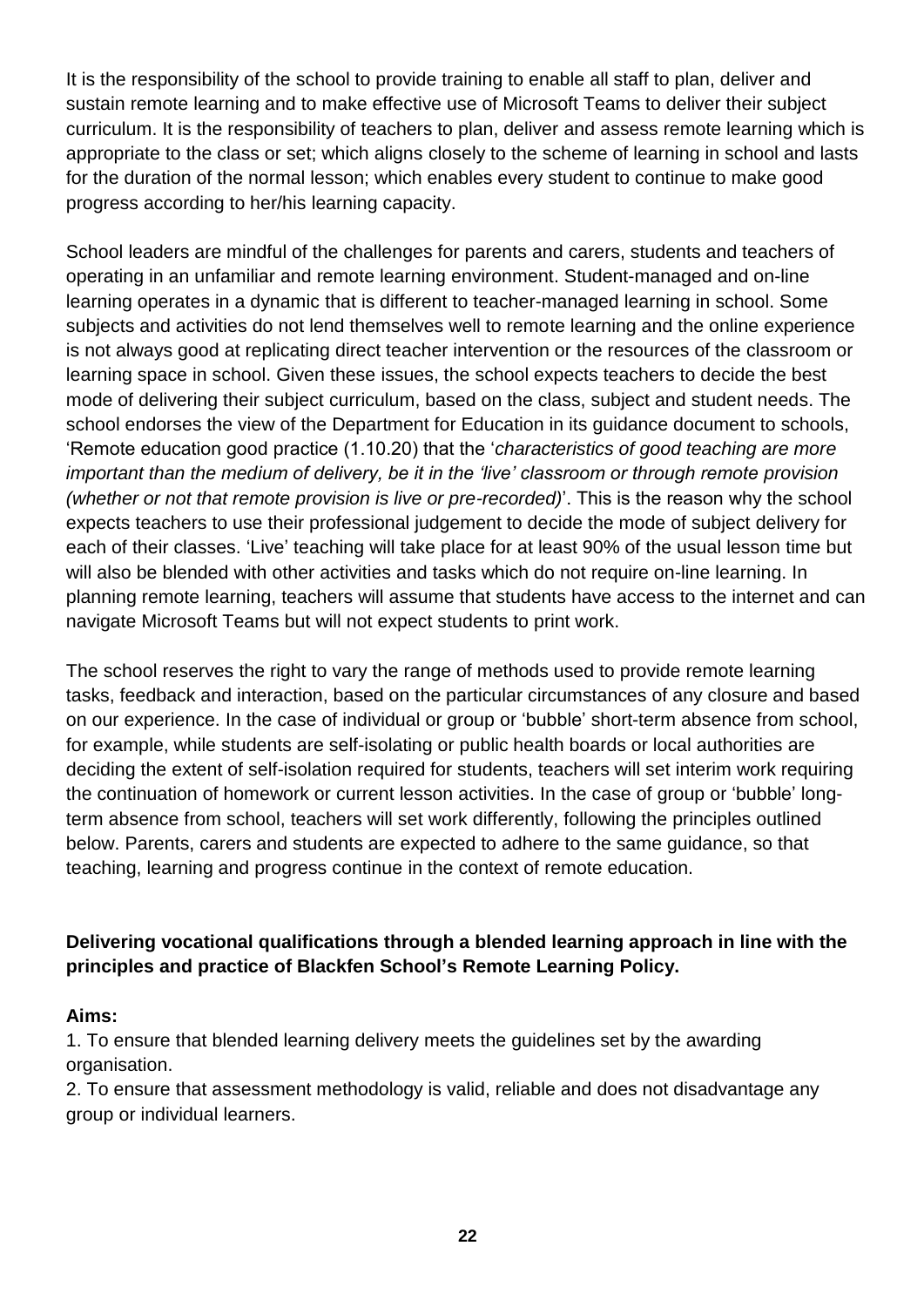It is the responsibility of the school to provide training to enable all staff to plan, deliver and sustain remote learning and to make effective use of Microsoft Teams to deliver their subject curriculum. It is the responsibility of teachers to plan, deliver and assess remote learning which is appropriate to the class or set; which aligns closely to the scheme of learning in school and lasts for the duration of the normal lesson; which enables every student to continue to make good progress according to her/his learning capacity.

School leaders are mindful of the challenges for parents and carers, students and teachers of operating in an unfamiliar and remote learning environment. Student-managed and on-line learning operates in a dynamic that is different to teacher-managed learning in school. Some subjects and activities do not lend themselves well to remote learning and the online experience is not always good at replicating direct teacher intervention or the resources of the classroom or learning space in school. Given these issues, the school expects teachers to decide the best mode of delivering their subject curriculum, based on the class, subject and student needs. The school endorses the view of the Department for Education in its guidance document to schools, 'Remote education good practice (1.10.20) that the '*characteristics of good teaching are more important than the medium of delivery, be it in the 'live' classroom or through remote provision (whether or not that remote provision is live or pre-recorded)*'. This is the reason why the school expects teachers to use their professional judgement to decide the mode of subject delivery for each of their classes. 'Live' teaching will take place for at least 90% of the usual lesson time but will also be blended with other activities and tasks which do not require on-line learning. In planning remote learning, teachers will assume that students have access to the internet and can navigate Microsoft Teams but will not expect students to print work.

The school reserves the right to vary the range of methods used to provide remote learning tasks, feedback and interaction, based on the particular circumstances of any closure and based on our experience. In the case of individual or group or 'bubble' short-term absence from school, for example, while students are self-isolating or public health boards or local authorities are deciding the extent of self-isolation required for students, teachers will set interim work requiring the continuation of homework or current lesson activities. In the case of group or 'bubble' long-term absence from school, teachers will set work differently, following the principles outlined below. Parents, carers and students are expected to adhere to the same guidance, so that teaching, learning and progress continue in the context of remote education.

**Delivering vocational qualifications through a blended learning approach in line with the principles and practice of Blackfen School's Remote Learning Policy.**

**Aims:**

1. To ensure that blended learning delivery meets the guidelines set by the awarding organisation.
2. To ensure that assessment methodology is valid, reliable and does not disadvantage any group or individual learners.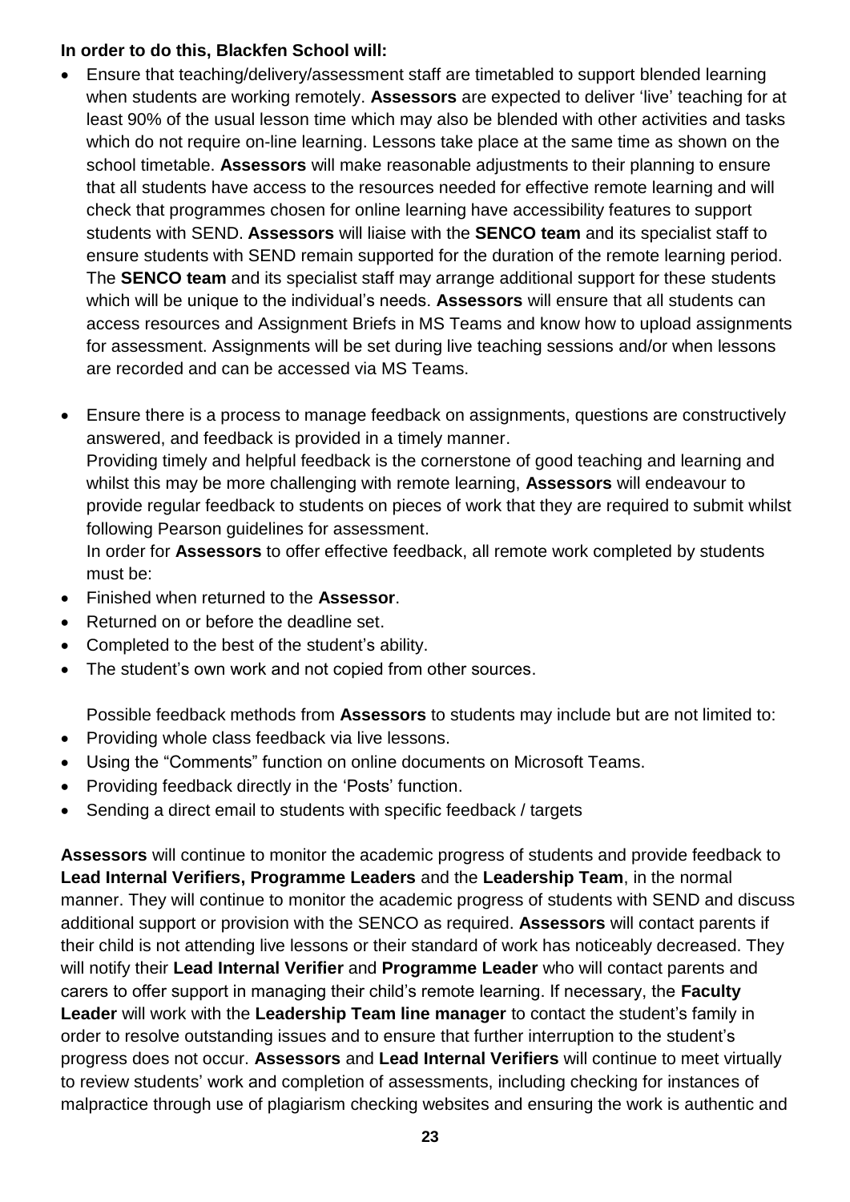**In order to do this, Blackfen School will:**

- Ensure that teaching/delivery/assessment staff are timetabled to support blended learning when students are working remotely. **Assessors** are expected to deliver 'live' teaching for at least 90% of the usual lesson time which may also be blended with other activities and tasks which do not require on-line learning. Lessons take place at the same time as shown on the school timetable. **Assessors** will make reasonable adjustments to their planning to ensure that all students have access to the resources needed for effective remote learning and will check that programmes chosen for online learning have accessibility features to support students with SEND. **Assessors** will liaise with the **SENCO team** and its specialist staff to ensure students with SEND remain supported for the duration of the remote learning period. The **SENCO team** and its specialist staff may arrange additional support for these students which will be unique to the individual's needs. **Assessors** will ensure that all students can access resources and Assignment Briefs in MS Teams and know how to upload assignments for assessment. Assignments will be set during live teaching sessions and/or when lessons are recorded and can be accessed via MS Teams.

- Ensure there is a process to manage feedback on assignments, questions are constructively answered, and feedback is provided in a timely manner.
  Providing timely and helpful feedback is the cornerstone of good teaching and learning and whilst this may be more challenging with remote learning, **Assessors** will endeavour to provide regular feedback to students on pieces of work that they are required to submit whilst following Pearson guidelines for assessment.
  In order for **Assessors** to offer effective feedback, all remote work completed by students must be:
- Finished when returned to the **Assessor**.
- Returned on or before the deadline set.
- Completed to the best of the student's ability.
- The student's own work and not copied from other sources.

  Possible feedback methods from **Assessors** to students may include but are not limited to:
- Providing whole class feedback via live lessons.
- Using the "Comments" function on online documents on Microsoft Teams.
- Providing feedback directly in the 'Posts' function.
- Sending a direct email to students with specific feedback / targets

**Assessors** will continue to monitor the academic progress of students and provide feedback to **Lead Internal Verifiers, Programme Leaders** and the **Leadership Team**, in the normal manner. They will continue to monitor the academic progress of students with SEND and discuss additional support or provision with the SENCO as required. **Assessors** will contact parents if their child is not attending live lessons or their standard of work has noticeably decreased. They will notify their **Lead Internal Verifier** and **Programme Leader** who will contact parents and carers to offer support in managing their child's remote learning. If necessary, the **Faculty Leader** will work with the **Leadership Team line manager** to contact the student's family in order to resolve outstanding issues and to ensure that further interruption to the student's progress does not occur. **Assessors** and **Lead Internal Verifiers** will continue to meet virtually to review students' work and completion of assessments, including checking for instances of malpractice through use of plagiarism checking websites and ensuring the work is authentic and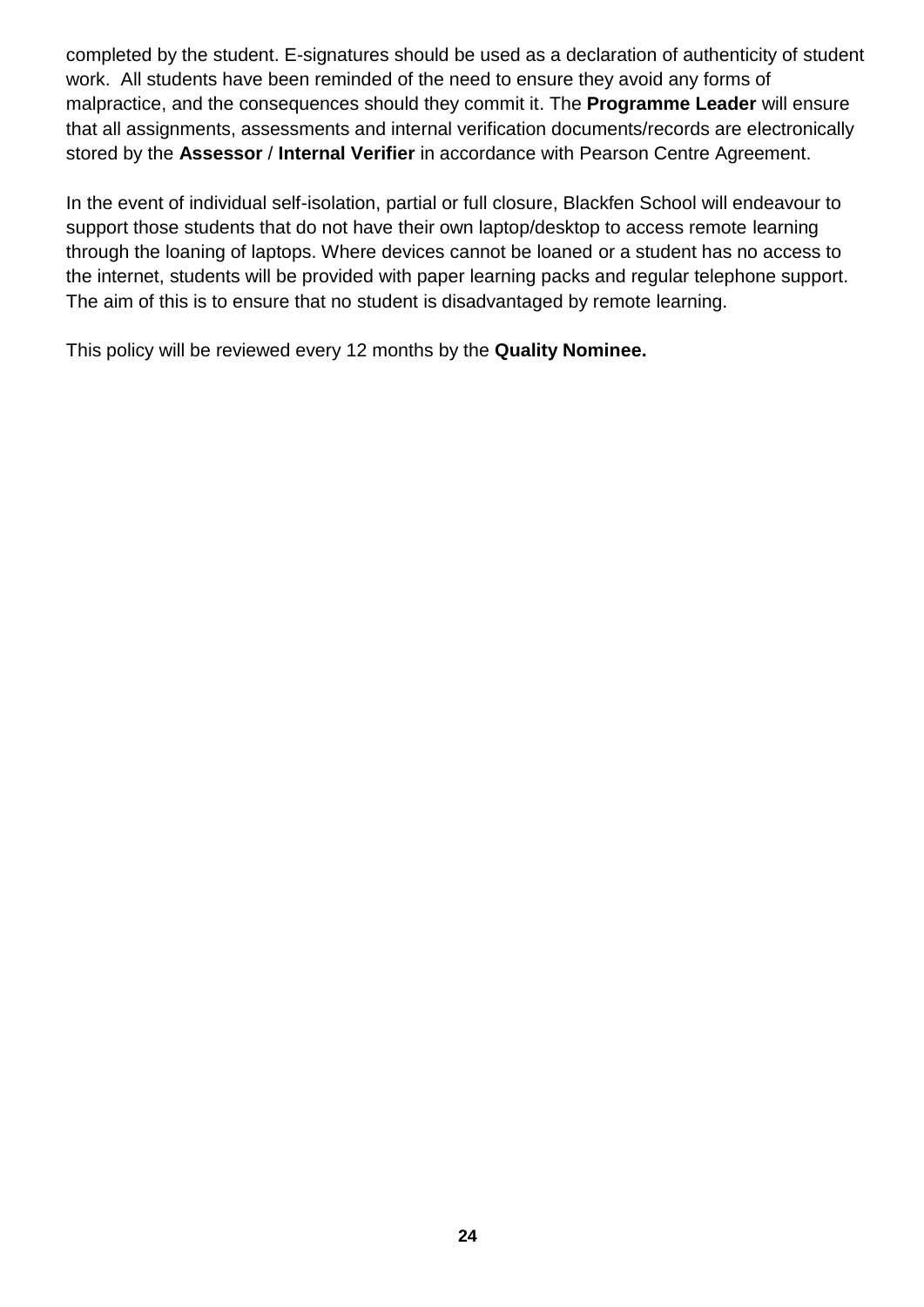completed by the student. E-signatures should be used as a declaration of authenticity of student work.  All students have been reminded of the need to ensure they avoid any forms of malpractice, and the consequences should they commit it. The **Programme Leader** will ensure that all assignments, assessments and internal verification documents/records are electronically stored by the **Assessor** / **Internal Verifier** in accordance with Pearson Centre Agreement.

In the event of individual self-isolation, partial or full closure, Blackfen School will endeavour to support those students that do not have their own laptop/desktop to access remote learning through the loaning of laptops. Where devices cannot be loaned or a student has no access to the internet, students will be provided with paper learning packs and regular telephone support. The aim of this is to ensure that no student is disadvantaged by remote learning.

This policy will be reviewed every 12 months by the **Quality Nominee.**